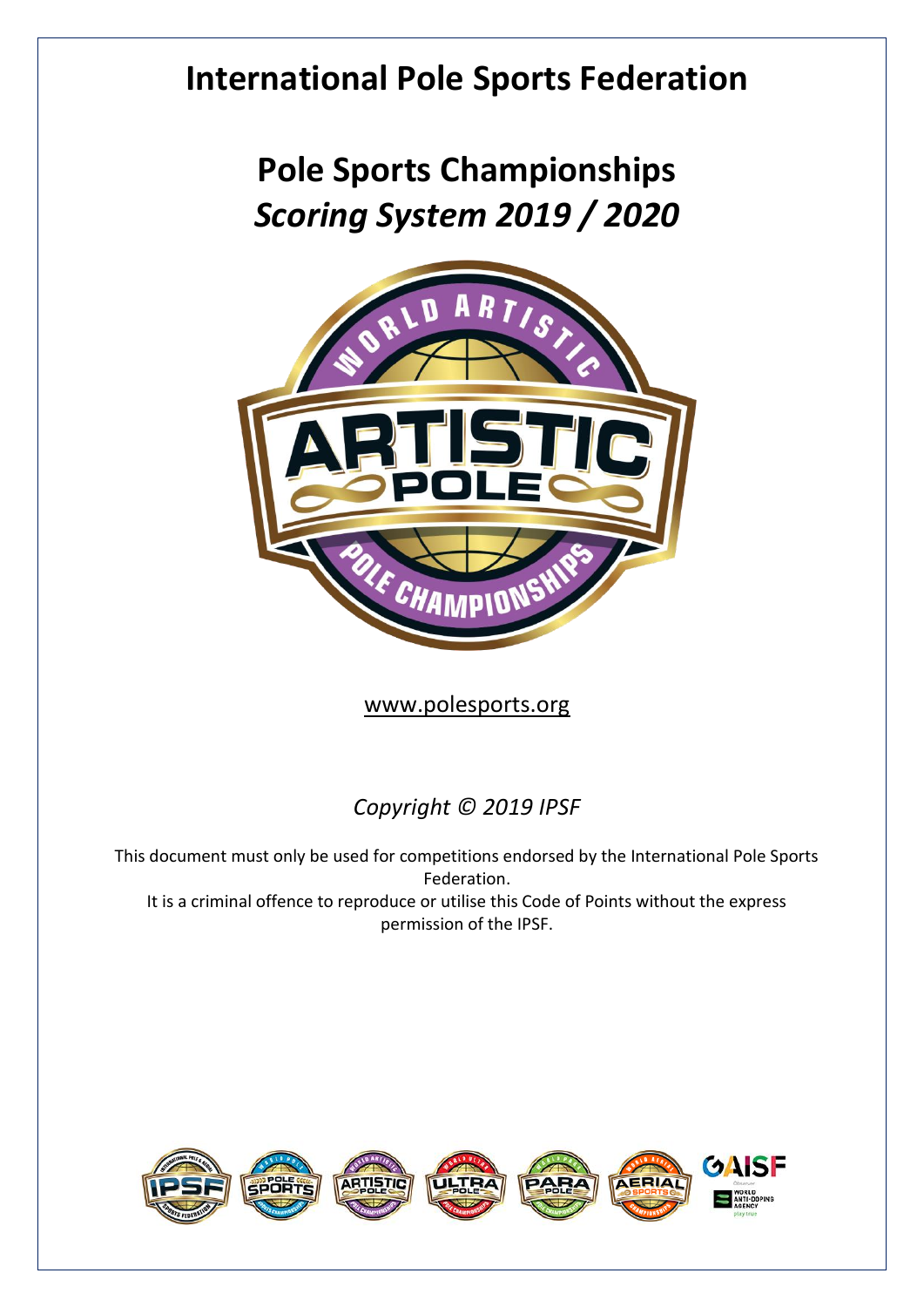# International Pole Sports Federation

## Pole Sports Championships
## *Scoring System 2019 / 2020*

www.polesports.org

*Copyright © 2019 IPSF*

This document must only be used for competitions endorsed by the International Pole Sports Federation.
It is a criminal offence to reproduce or utilise this Code of Points without the express permission of the IPSF.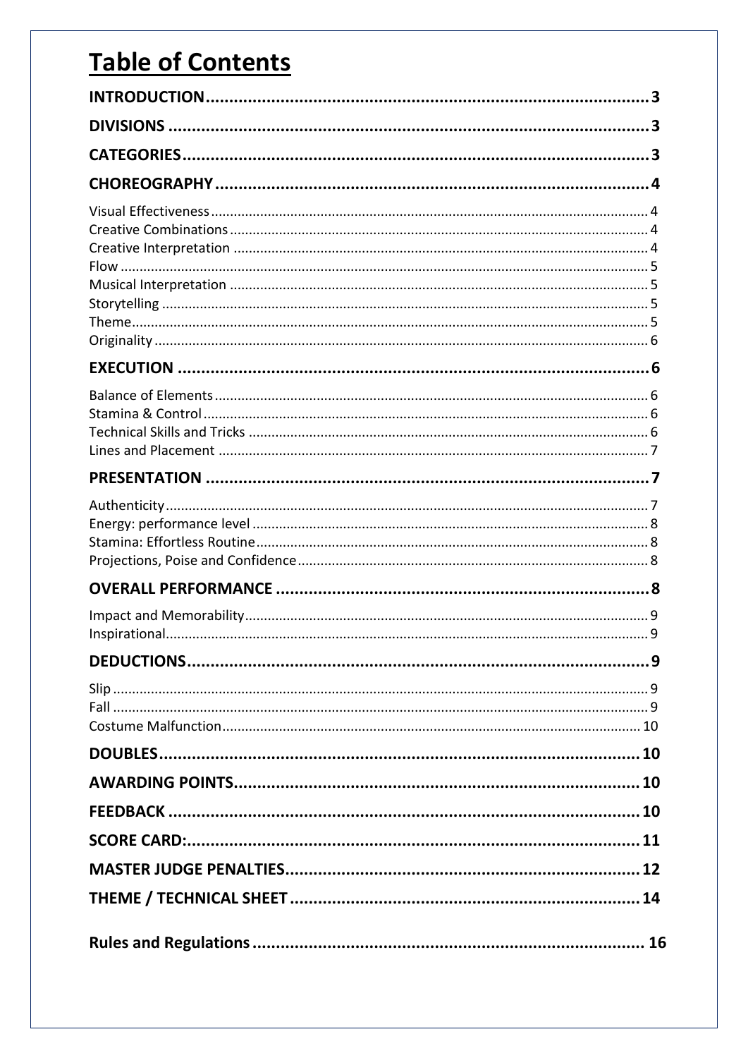# Table of Contents

**INTRODUCTION** .......... 3

**DIVISIONS** .......... 3

**CATEGORIES** .......... 3

**CHOREOGRAPHY** .......... 4

- Visual Effectiveness .......... 4
- Creative Combinations .......... 4
- Creative Interpretation .......... 4
- Flow .......... 5
- Musical Interpretation .......... 5
- Storytelling .......... 5
- Theme .......... 5
- Originality .......... 6

**EXECUTION** .......... 6

- Balance of Elements .......... 6
- Stamina & Control .......... 6
- Technical Skills and Tricks .......... 6
- Lines and Placement .......... 7

**PRESENTATION** .......... 7

- Authenticity .......... 7
- Energy: performance level .......... 8
- Stamina: Effortless Routine .......... 8
- Projections, Poise and Confidence .......... 8

**OVERALL PERFORMANCE** .......... 8

- Impact and Memorability .......... 9
- Inspirational .......... 9

**DEDUCTIONS** .......... 9

- Slip .......... 9
- Fall .......... 9
- Costume Malfunction .......... 10

**DOUBLES** .......... 10

**AWARDING POINTS** .......... 10

**FEEDBACK** .......... 10

**SCORE CARD:** .......... 11

**MASTER JUDGE PENALTIES** .......... 12

**THEME / TECHNICAL SHEET** .......... 14

**Rules and Regulations** .......... 16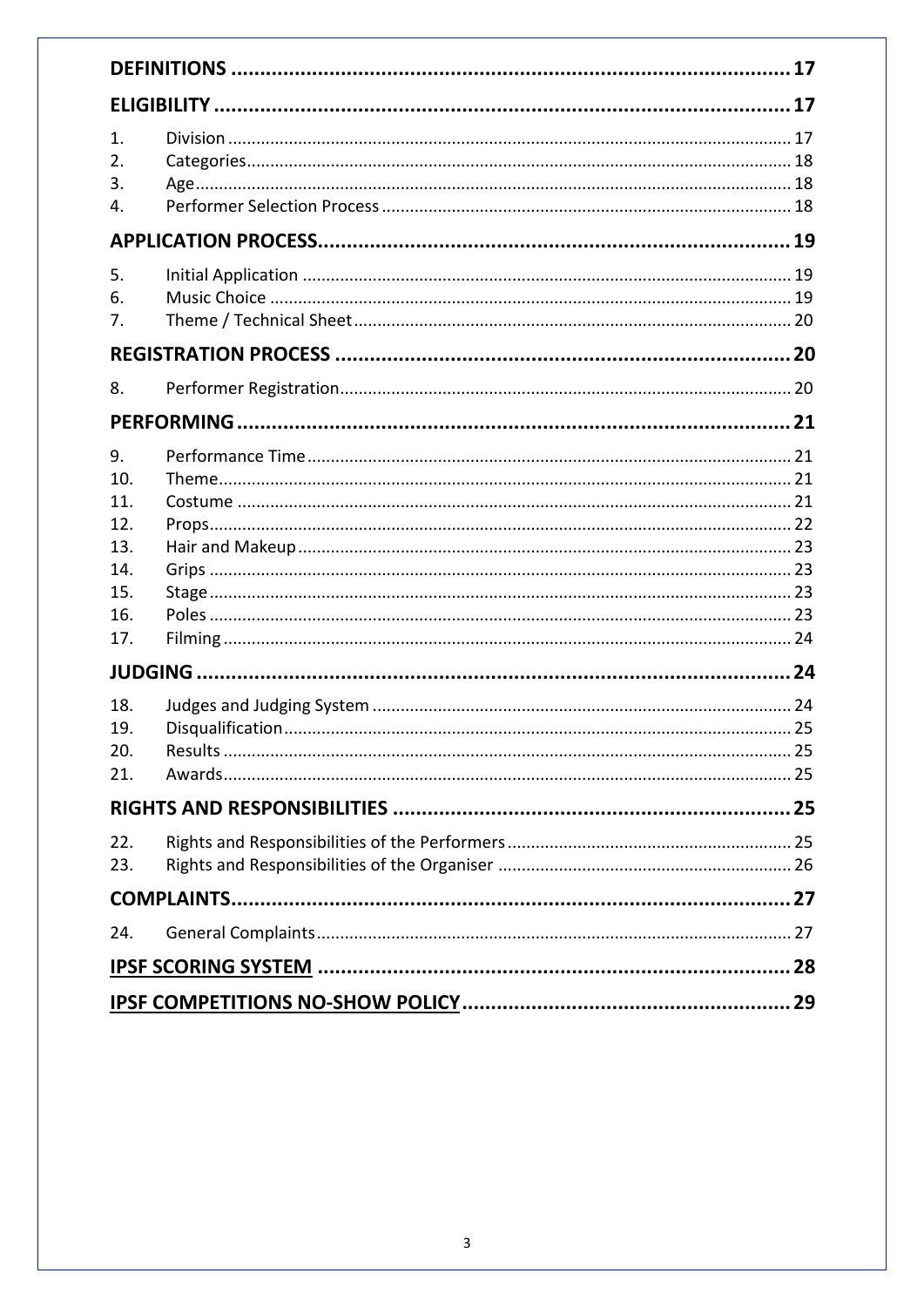**DEFINITIONS** .......... 17

**ELIGIBILITY** .......... 17

1. Division .......... 17
2. Categories .......... 18
3. Age .......... 18
4. Performer Selection Process .......... 18

**APPLICATION PROCESS** .......... 19

5. Initial Application .......... 19
6. Music Choice .......... 19
7. Theme / Technical Sheet .......... 20

**REGISTRATION PROCESS** .......... 20

8. Performer Registration .......... 20

**PERFORMING** .......... 21

9. Performance Time .......... 21
10. Theme .......... 21
11. Costume .......... 21
12. Props .......... 22
13. Hair and Makeup .......... 23
14. Grips .......... 23
15. Stage .......... 23
16. Poles .......... 23
17. Filming .......... 24

**JUDGING** .......... 24

18. Judges and Judging System .......... 24
19. Disqualification .......... 25
20. Results .......... 25
21. Awards .......... 25

**RIGHTS AND RESPONSIBILITIES** .......... 25

22. Rights and Responsibilities of the Performers .......... 25
23. Rights and Responsibilities of the Organiser .......... 26

**COMPLAINTS** .......... 27

24. General Complaints .......... 27

**IPSF SCORING SYSTEM** .......... 28

**IPSF COMPETITIONS NO-SHOW POLICY** .......... 29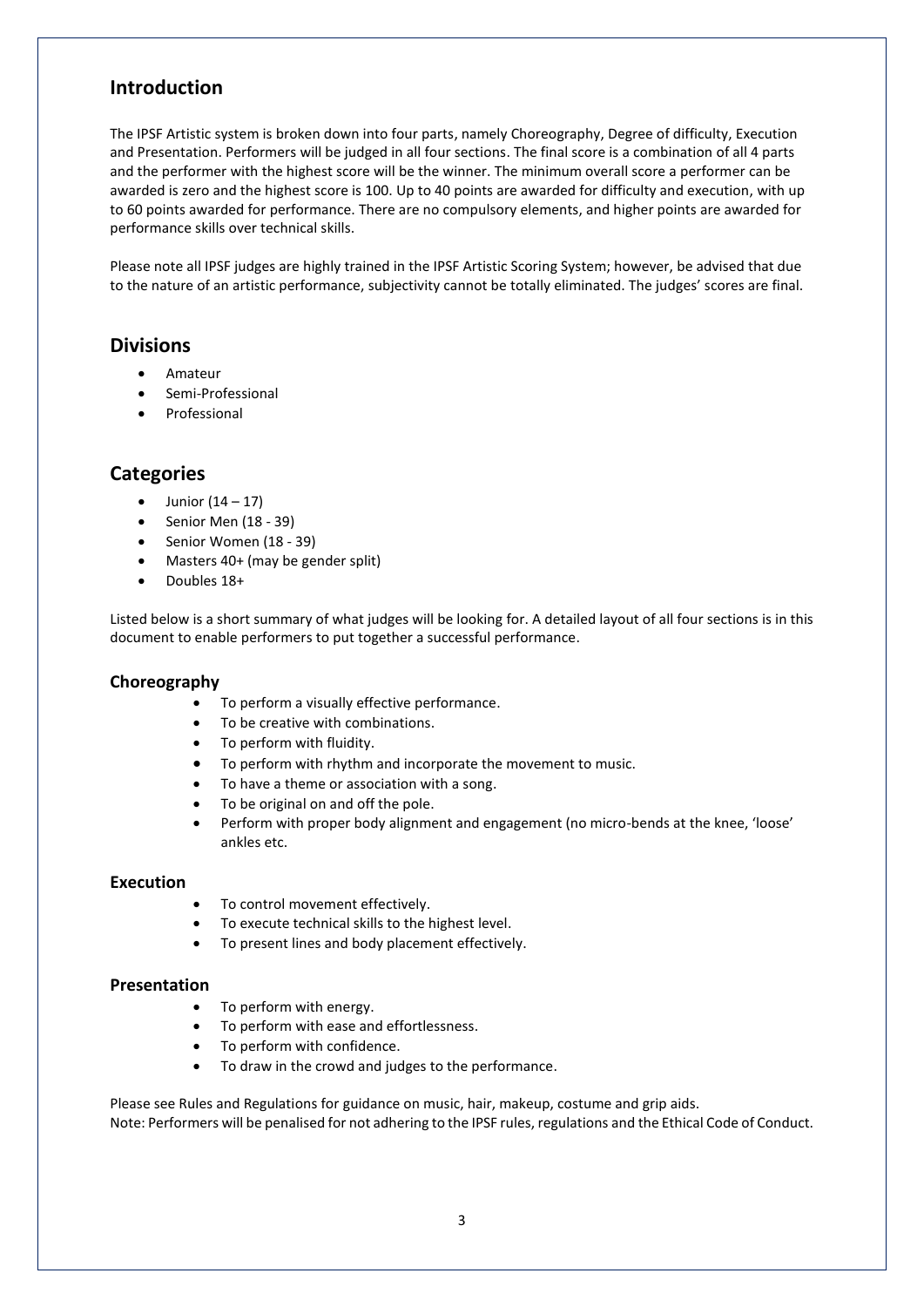## Introduction

The IPSF Artistic system is broken down into four parts, namely Choreography, Degree of difficulty, Execution and Presentation. Performers will be judged in all four sections. The final score is a combination of all 4 parts and the performer with the highest score will be the winner. The minimum overall score a performer can be awarded is zero and the highest score is 100. Up to 40 points are awarded for difficulty and execution, with up to 60 points awarded for performance. There are no compulsory elements, and higher points are awarded for performance skills over technical skills.

Please note all IPSF judges are highly trained in the IPSF Artistic Scoring System; however, be advised that due to the nature of an artistic performance, subjectivity cannot be totally eliminated. The judges' scores are final.

## Divisions

- Amateur
- Semi-Professional
- Professional

## Categories

- Junior (14 – 17)
- Senior Men (18 - 39)
- Senior Women (18 - 39)
- Masters 40+ (may be gender split)
- Doubles 18+

Listed below is a short summary of what judges will be looking for. A detailed layout of all four sections is in this document to enable performers to put together a successful performance.

### Choreography

- To perform a visually effective performance.
- To be creative with combinations.
- To perform with fluidity.
- To perform with rhythm and incorporate the movement to music.
- To have a theme or association with a song.
- To be original on and off the pole.
- Perform with proper body alignment and engagement (no micro-bends at the knee, 'loose' ankles etc.

### Execution

- To control movement effectively.
- To execute technical skills to the highest level.
- To present lines and body placement effectively.

### Presentation

- To perform with energy.
- To perform with ease and effortlessness.
- To perform with confidence.
- To draw in the crowd and judges to the performance.

Please see Rules and Regulations for guidance on music, hair, makeup, costume and grip aids.
Note: Performers will be penalised for not adhering to the IPSF rules, regulations and the Ethical Code of Conduct.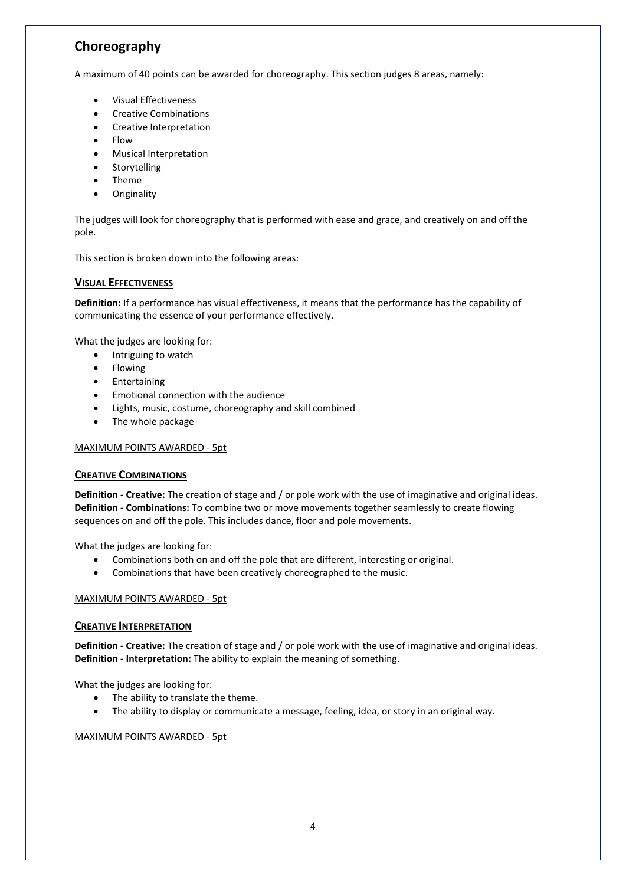# Choreography

A maximum of 40 points can be awarded for choreography. This section judges 8 areas, namely:

- Visual Effectiveness
- Creative Combinations
- Creative Interpretation
- Flow
- Musical Interpretation
- Storytelling
- Theme
- Originality

The judges will look for choreography that is performed with ease and grace, and creatively on and off the pole.

This section is broken down into the following areas:

## VISUAL EFFECTIVENESS

**Definition:** If a performance has visual effectiveness, it means that the performance has the capability of communicating the essence of your performance effectively.

What the judges are looking for:

- Intriguing to watch
- Flowing
- Entertaining
- Emotional connection with the audience
- Lights, music, costume, choreography and skill combined
- The whole package

MAXIMUM POINTS AWARDED - 5pt

## CREATIVE COMBINATIONS

**Definition - Creative:** The creation of stage and / or pole work with the use of imaginative and original ideas.
**Definition - Combinations:** To combine two or move movements together seamlessly to create flowing sequences on and off the pole. This includes dance, floor and pole movements.

What the judges are looking for:

- Combinations both on and off the pole that are different, interesting or original.
- Combinations that have been creatively choreographed to the music.

MAXIMUM POINTS AWARDED - 5pt

## CREATIVE INTERPRETATION

**Definition - Creative:** The creation of stage and / or pole work with the use of imaginative and original ideas.
**Definition - Interpretation:** The ability to explain the meaning of something.

What the judges are looking for:

- The ability to translate the theme.
- The ability to display or communicate a message, feeling, idea, or story in an original way.

MAXIMUM POINTS AWARDED - 5pt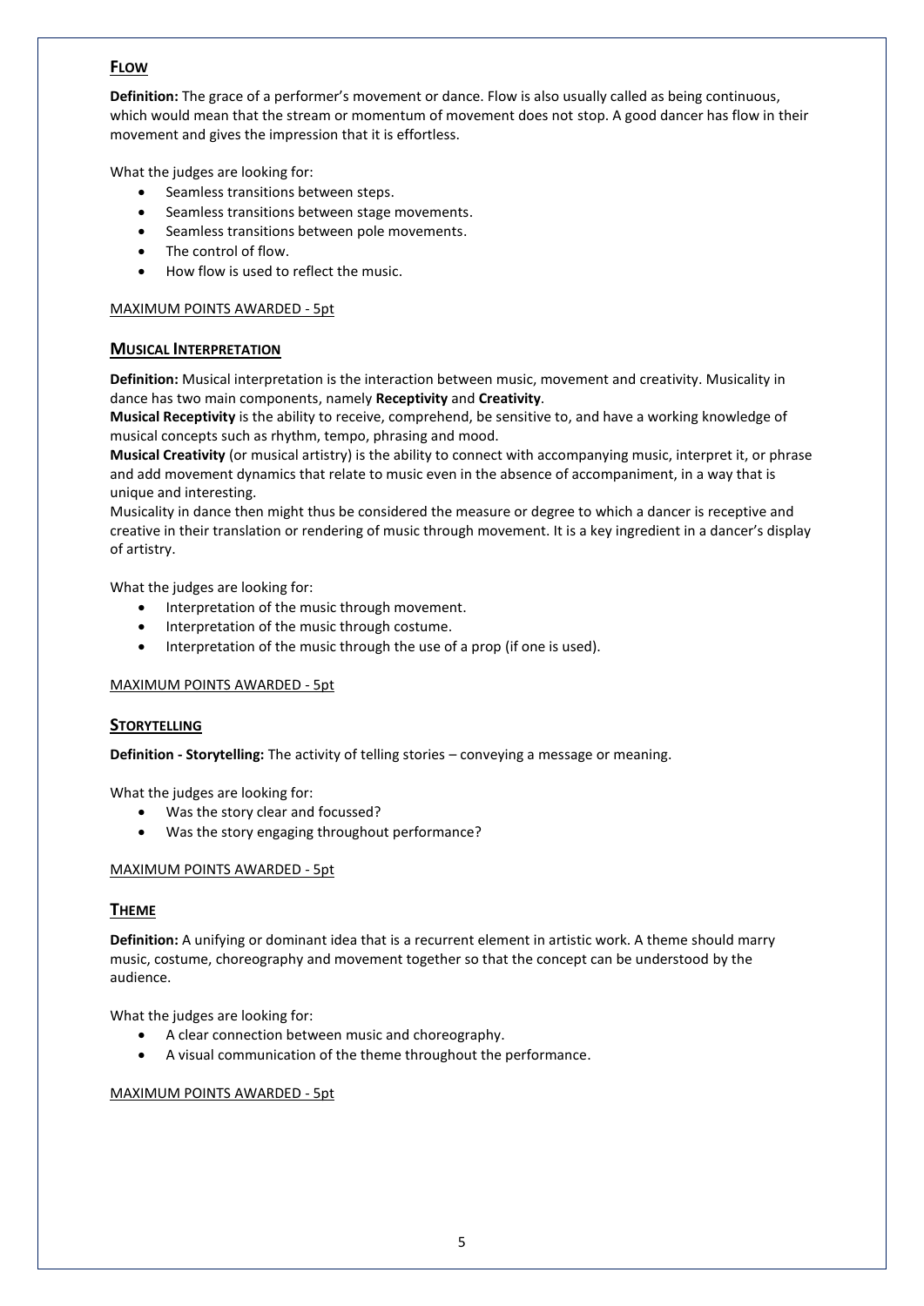## FLOW

**Definition:** The grace of a performer's movement or dance. Flow is also usually called as being continuous, which would mean that the stream or momentum of movement does not stop. A good dancer has flow in their movement and gives the impression that it is effortless.

What the judges are looking for:

- Seamless transitions between steps.
- Seamless transitions between stage movements.
- Seamless transitions between pole movements.
- The control of flow.
- How flow is used to reflect the music.

MAXIMUM POINTS AWARDED - 5pt

## MUSICAL INTERPRETATION

**Definition:** Musical interpretation is the interaction between music, movement and creativity. Musicality in dance has two main components, namely **Receptivity** and **Creativity**.

**Musical Receptivity** is the ability to receive, comprehend, be sensitive to, and have a working knowledge of musical concepts such as rhythm, tempo, phrasing and mood.

**Musical Creativity** (or musical artistry) is the ability to connect with accompanying music, interpret it, or phrase and add movement dynamics that relate to music even in the absence of accompaniment, in a way that is unique and interesting.

Musicality in dance then might thus be considered the measure or degree to which a dancer is receptive and creative in their translation or rendering of music through movement. It is a key ingredient in a dancer's display of artistry.

What the judges are looking for:

- Interpretation of the music through movement.
- Interpretation of the music through costume.
- Interpretation of the music through the use of a prop (if one is used).

MAXIMUM POINTS AWARDED - 5pt

## STORYTELLING

**Definition - Storytelling:** The activity of telling stories – conveying a message or meaning.

What the judges are looking for:

- Was the story clear and focussed?
- Was the story engaging throughout performance?

MAXIMUM POINTS AWARDED - 5pt

## THEME

**Definition:** A unifying or dominant idea that is a recurrent element in artistic work. A theme should marry music, costume, choreography and movement together so that the concept can be understood by the audience.

What the judges are looking for:

- A clear connection between music and choreography.
- A visual communication of the theme throughout the performance.

MAXIMUM POINTS AWARDED - 5pt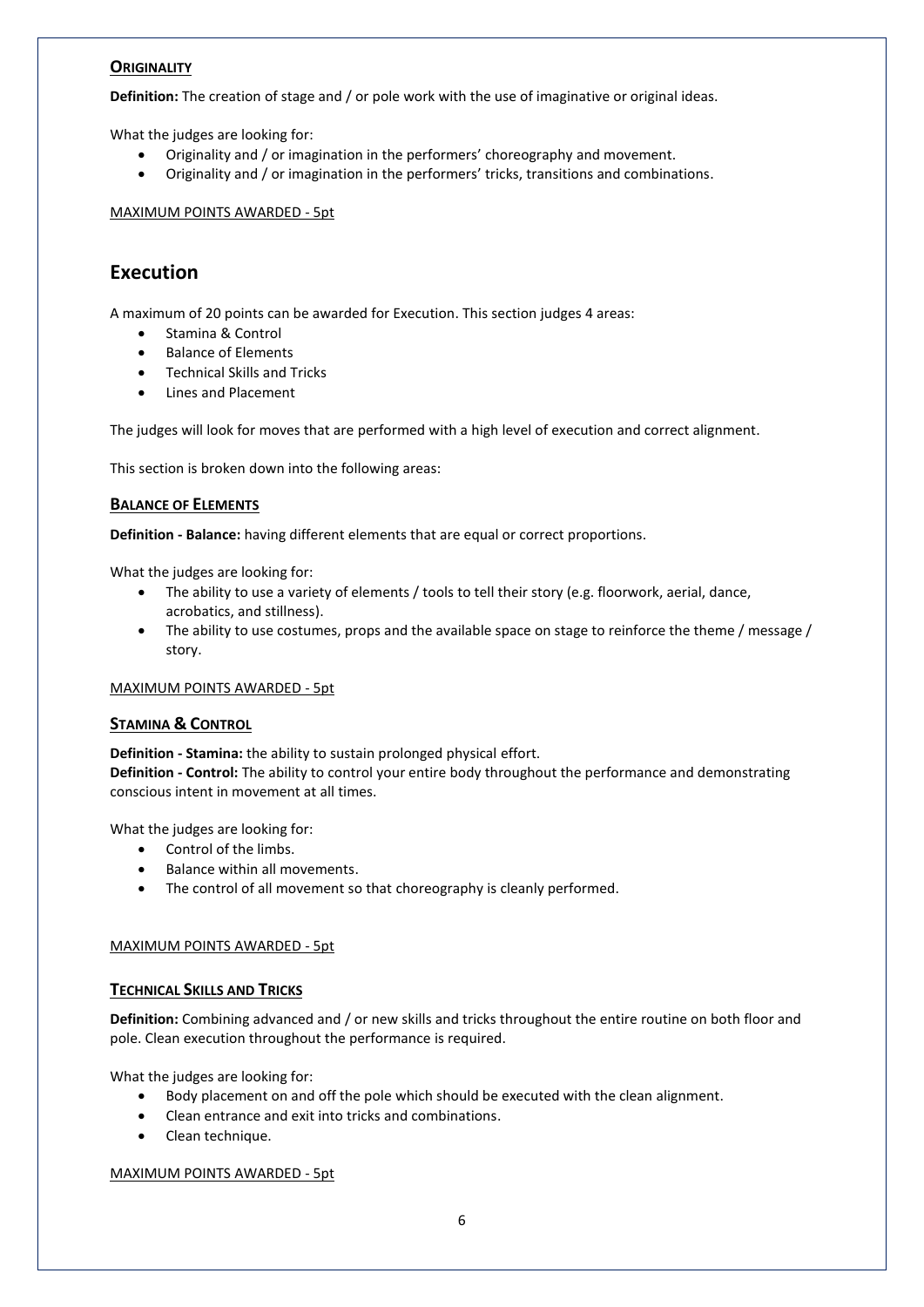### **ORIGINALITY**

**Definition:** The creation of stage and / or pole work with the use of imaginative or original ideas.

What the judges are looking for:

- Originality and / or imagination in the performers' choreography and movement.
- Originality and / or imagination in the performers' tricks, transitions and combinations.

MAXIMUM POINTS AWARDED - 5pt

## Execution

A maximum of 20 points can be awarded for Execution. This section judges 4 areas:

- Stamina & Control
- Balance of Elements
- Technical Skills and Tricks
- Lines and Placement

The judges will look for moves that are performed with a high level of execution and correct alignment.

This section is broken down into the following areas:

### **BALANCE OF ELEMENTS**

**Definition - Balance:** having different elements that are equal or correct proportions.

What the judges are looking for:

- The ability to use a variety of elements / tools to tell their story (e.g. floorwork, aerial, dance, acrobatics, and stillness).
- The ability to use costumes, props and the available space on stage to reinforce the theme / message / story.

MAXIMUM POINTS AWARDED - 5pt

### **STAMINA & CONTROL**

**Definition - Stamina:** the ability to sustain prolonged physical effort.
**Definition - Control:** The ability to control your entire body throughout the performance and demonstrating conscious intent in movement at all times.

What the judges are looking for:

- Control of the limbs.
- Balance within all movements.
- The control of all movement so that choreography is cleanly performed.

MAXIMUM POINTS AWARDED - 5pt

### **TECHNICAL SKILLS AND TRICKS**

**Definition:** Combining advanced and / or new skills and tricks throughout the entire routine on both floor and pole. Clean execution throughout the performance is required.

What the judges are looking for:

- Body placement on and off the pole which should be executed with the clean alignment.
- Clean entrance and exit into tricks and combinations.
- Clean technique.

MAXIMUM POINTS AWARDED - 5pt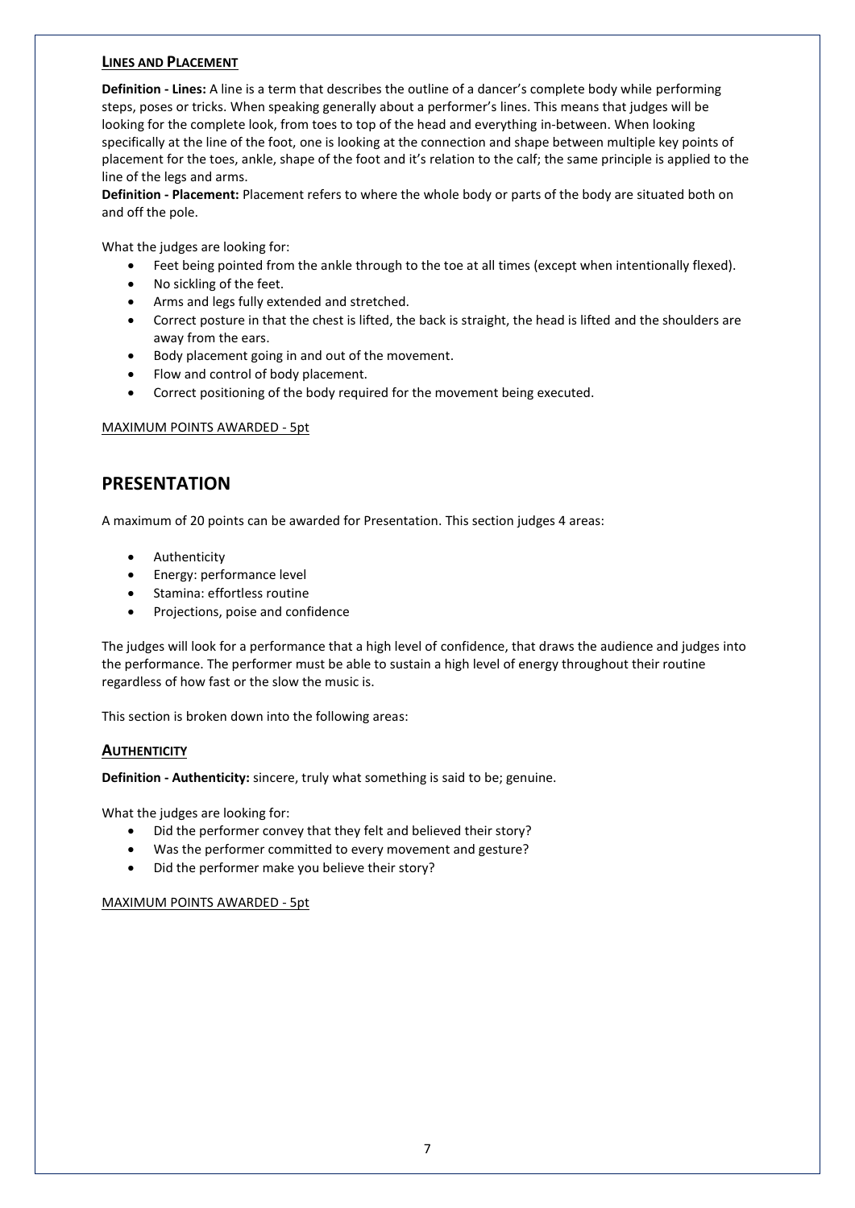### LINES AND PLACEMENT

**Definition - Lines:** A line is a term that describes the outline of a dancer's complete body while performing steps, poses or tricks. When speaking generally about a performer's lines. This means that judges will be looking for the complete look, from toes to top of the head and everything in-between. When looking specifically at the line of the foot, one is looking at the connection and shape between multiple key points of placement for the toes, ankle, shape of the foot and it's relation to the calf; the same principle is applied to the line of the legs and arms.

**Definition - Placement:** Placement refers to where the whole body or parts of the body are situated both on and off the pole.

What the judges are looking for:

- Feet being pointed from the ankle through to the toe at all times (except when intentionally flexed).
- No sickling of the feet.
- Arms and legs fully extended and stretched.
- Correct posture in that the chest is lifted, the back is straight, the head is lifted and the shoulders are away from the ears.
- Body placement going in and out of the movement.
- Flow and control of body placement.
- Correct positioning of the body required for the movement being executed.

MAXIMUM POINTS AWARDED - 5pt

## PRESENTATION

A maximum of 20 points can be awarded for Presentation. This section judges 4 areas:

- Authenticity
- Energy: performance level
- Stamina: effortless routine
- Projections, poise and confidence

The judges will look for a performance that a high level of confidence, that draws the audience and judges into the performance. The performer must be able to sustain a high level of energy throughout their routine regardless of how fast or the slow the music is.

This section is broken down into the following areas:

### AUTHENTICITY

**Definition - Authenticity:** sincere, truly what something is said to be; genuine.

What the judges are looking for:

- Did the performer convey that they felt and believed their story?
- Was the performer committed to every movement and gesture?
- Did the performer make you believe their story?

MAXIMUM POINTS AWARDED - 5pt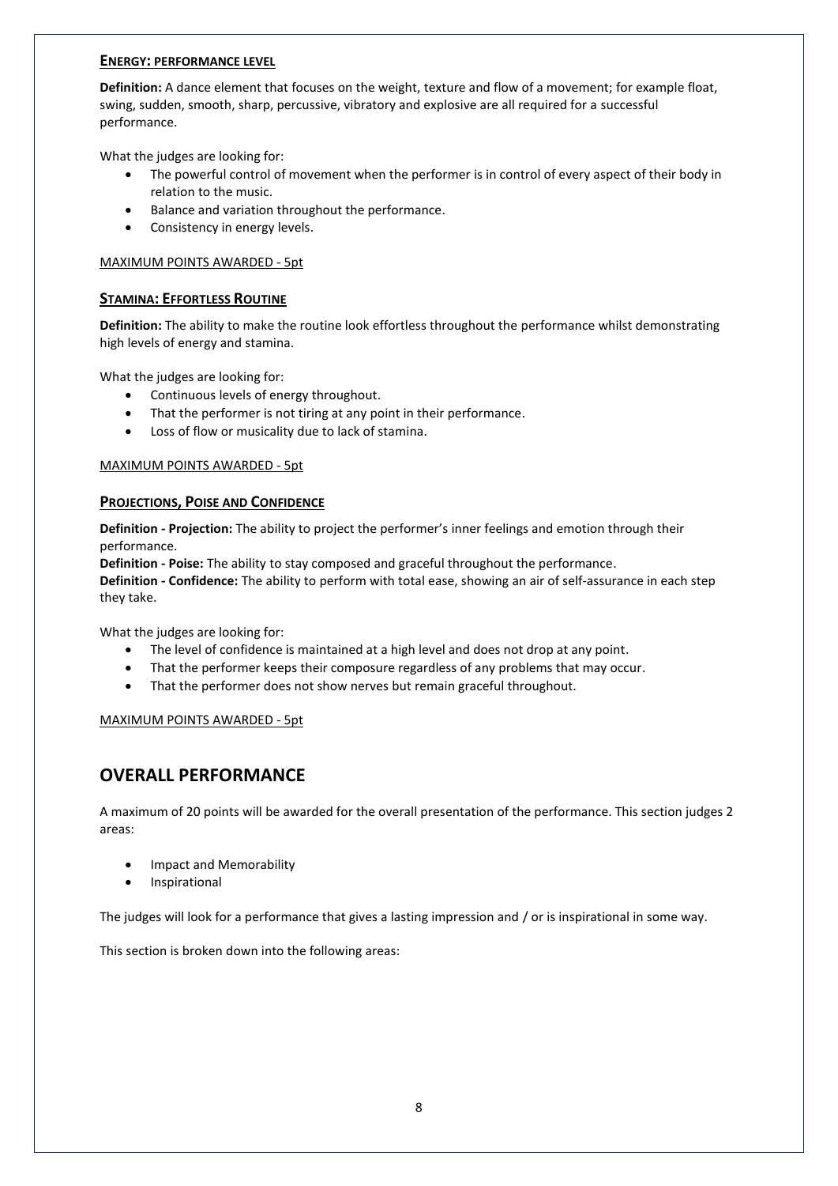### ENERGY: PERFORMANCE LEVEL

**Definition:** A dance element that focuses on the weight, texture and flow of a movement; for example float, swing, sudden, smooth, sharp, percussive, vibratory and explosive are all required for a successful performance.

What the judges are looking for:

- The powerful control of movement when the performer is in control of every aspect of their body in relation to the music.
- Balance and variation throughout the performance.
- Consistency in energy levels.

MAXIMUM POINTS AWARDED - 5pt

### STAMINA: EFFORTLESS ROUTINE

**Definition:** The ability to make the routine look effortless throughout the performance whilst demonstrating high levels of energy and stamina.

What the judges are looking for:

- Continuous levels of energy throughout.
- That the performer is not tiring at any point in their performance.
- Loss of flow or musicality due to lack of stamina.

MAXIMUM POINTS AWARDED - 5pt

### PROJECTIONS, POISE AND CONFIDENCE

**Definition - Projection:** The ability to project the performer's inner feelings and emotion through their performance.
**Definition - Poise:** The ability to stay composed and graceful throughout the performance.
**Definition - Confidence:** The ability to perform with total ease, showing an air of self-assurance in each step they take.

What the judges are looking for:

- The level of confidence is maintained at a high level and does not drop at any point.
- That the performer keeps their composure regardless of any problems that may occur.
- That the performer does not show nerves but remain graceful throughout.

MAXIMUM POINTS AWARDED - 5pt

## OVERALL PERFORMANCE

A maximum of 20 points will be awarded for the overall presentation of the performance. This section judges 2 areas:

- Impact and Memorability
- Inspirational

The judges will look for a performance that gives a lasting impression and / or is inspirational in some way.

This section is broken down into the following areas: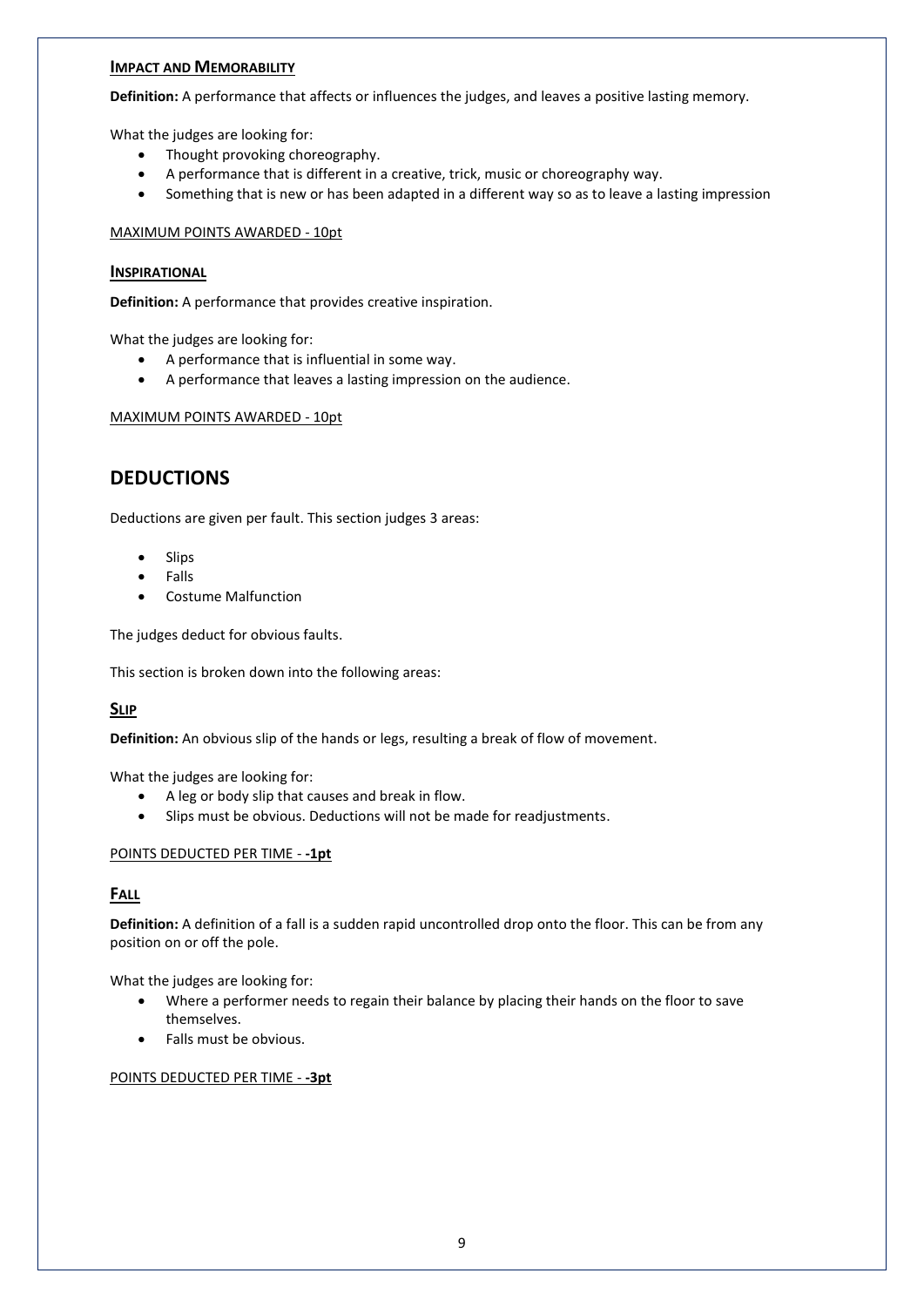### Impact and Memorability

**Definition:** A performance that affects or influences the judges, and leaves a positive lasting memory.

What the judges are looking for:

- Thought provoking choreography.
- A performance that is different in a creative, trick, music or choreography way.
- Something that is new or has been adapted in a different way so as to leave a lasting impression

MAXIMUM POINTS AWARDED - 10pt

### Inspirational

**Definition:** A performance that provides creative inspiration.

What the judges are looking for:

- A performance that is influential in some way.
- A performance that leaves a lasting impression on the audience.

MAXIMUM POINTS AWARDED - 10pt

## DEDUCTIONS

Deductions are given per fault. This section judges 3 areas:

- Slips
- Falls
- Costume Malfunction

The judges deduct for obvious faults.

This section is broken down into the following areas:

### Slip

**Definition:** An obvious slip of the hands or legs, resulting a break of flow of movement.

What the judges are looking for:

- A leg or body slip that causes and break in flow.
- Slips must be obvious. Deductions will not be made for readjustments.

POINTS DEDUCTED PER TIME - **-1pt**

### Fall

**Definition:** A definition of a fall is a sudden rapid uncontrolled drop onto the floor. This can be from any position on or off the pole.

What the judges are looking for:

- Where a performer needs to regain their balance by placing their hands on the floor to save themselves.
- Falls must be obvious.

POINTS DEDUCTED PER TIME - **-3pt**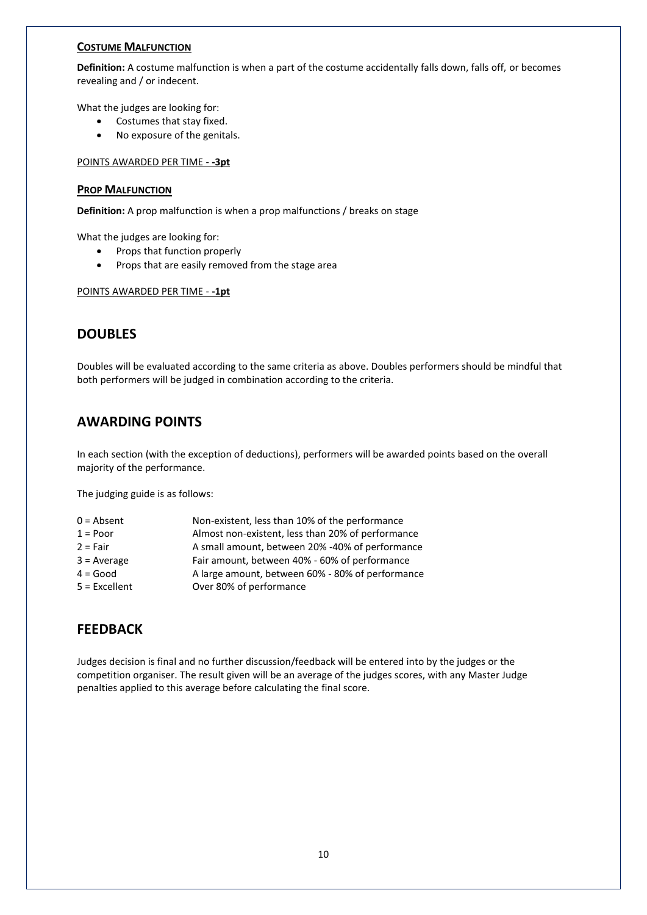#### Costume Malfunction

**Definition:** A costume malfunction is when a part of the costume accidentally falls down, falls off, or becomes revealing and / or indecent.

What the judges are looking for:

- Costumes that stay fixed.
- No exposure of the genitals.

POINTS AWARDED PER TIME - **-3pt**

#### Prop Malfunction

**Definition:** A prop malfunction is when a prop malfunctions / breaks on stage

What the judges are looking for:

- Props that function properly
- Props that are easily removed from the stage area

POINTS AWARDED PER TIME - **-1pt**

## DOUBLES

Doubles will be evaluated according to the same criteria as above. Doubles performers should be mindful that both performers will be judged in combination according to the criteria.

## AWARDING POINTS

In each section (with the exception of deductions), performers will be awarded points based on the overall majority of the performance.

The judging guide is as follows:

| | |
|---|---|
| 0 = Absent | Non-existent, less than 10% of the performance |
| 1 = Poor | Almost non-existent, less than 20% of performance |
| 2 = Fair | A small amount, between 20% -40% of performance |
| 3 = Average | Fair amount, between 40% - 60% of performance |
| 4 = Good | A large amount, between 60% - 80% of performance |
| 5 = Excellent | Over 80% of performance |

## FEEDBACK

Judges decision is final and no further discussion/feedback will be entered into by the judges or the competition organiser. The result given will be an average of the judges scores, with any Master Judge penalties applied to this average before calculating the final score.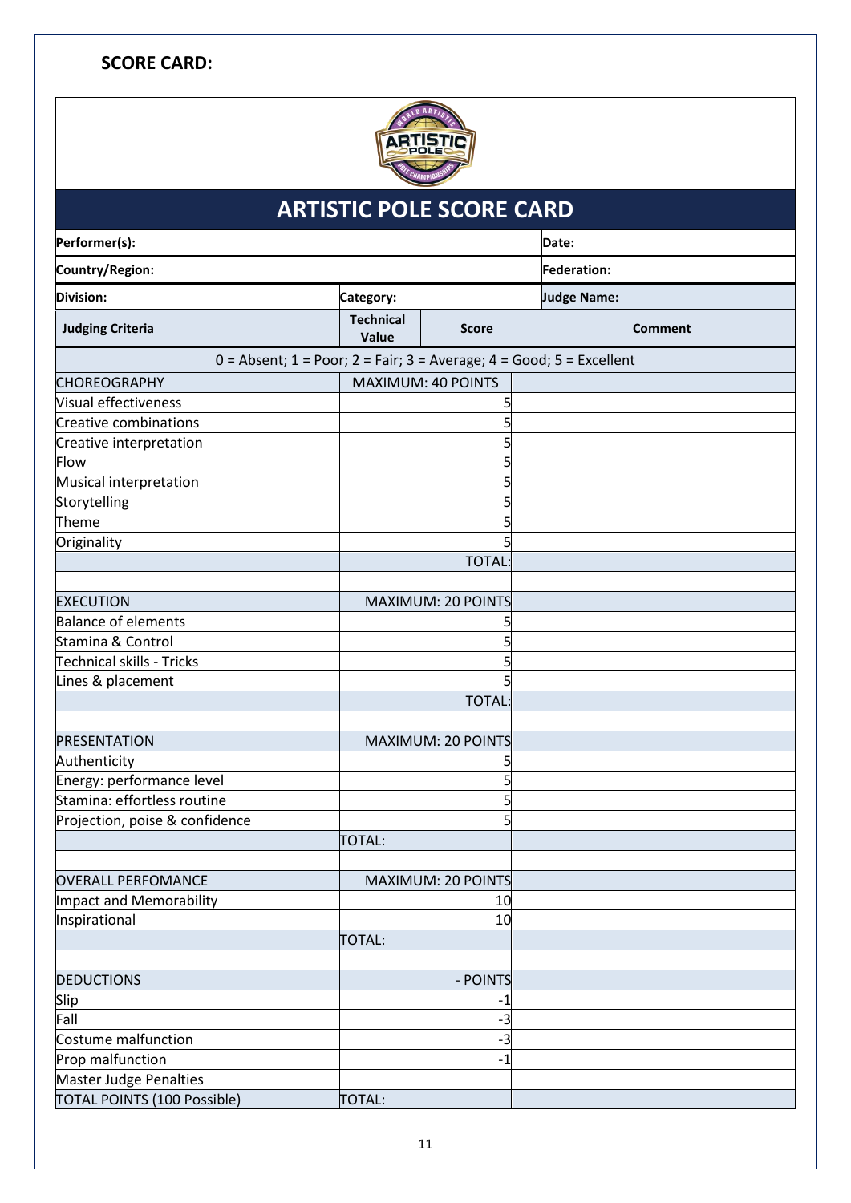**SCORE CARD:**

## ARTISTIC POLE SCORE CARD

| Performer(s): | | | Date: |
|---|---|---|---|
| Country/Region: | | | Federation: |
| Division: | Category: | | Judge Name: |
| **Judging Criteria** | **Technical Value** | **Score** | **Comment** |
| 0 = Absent; 1 = Poor; 2 = Fair; 3 = Average; 4 = Good; 5 = Excellent | | | |
| CHOREOGRAPHY | MAXIMUM: 40 POINTS | | |
| Visual effectiveness | | 5 | |
| Creative combinations | | 5 | |
| Creative interpretation | | 5 | |
| Flow | | 5 | |
| Musical interpretation | | 5 | |
| Storytelling | | 5 | |
| Theme | | 5 | |
| Originality | | 5 | |
| | | TOTAL: | |
| | | | |
| EXECUTION | MAXIMUM: 20 POINTS | | |
| Balance of elements | | 5 | |
| Stamina & Control | | 5 | |
| Technical skills - Tricks | | 5 | |
| Lines & placement | | 5 | |
| | | TOTAL: | |
| | | | |
| PRESENTATION | MAXIMUM: 20 POINTS | | |
| Authenticity | | 5 | |
| Energy: performance level | | 5 | |
| Stamina: effortless routine | | 5 | |
| Projection, poise & confidence | | 5 | |
| | TOTAL: | | |
| | | | |
| OVERALL PERFOMANCE | MAXIMUM: 20 POINTS | | |
| Impact and Memorability | | 10 | |
| Inspirational | | 10 | |
| | TOTAL: | | |
| | | | |
| DEDUCTIONS | | - POINTS | |
| Slip | | -1 | |
| Fall | | -3 | |
| Costume malfunction | | -3 | |
| Prop malfunction | | -1 | |
| Master Judge Penalties | | | |
| TOTAL POINTS (100 Possible) | TOTAL: | | |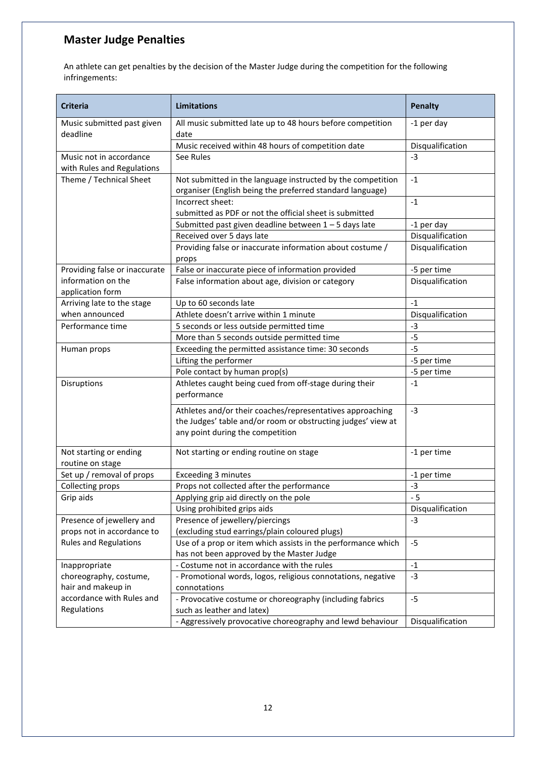## Master Judge Penalties

An athlete can get penalties by the decision of the Master Judge during the competition for the following infringements:

| Criteria | Limitations | Penalty |
|---|---|---|
| Music submitted past given deadline | All music submitted late up to 48 hours before competition date | -1 per day |
| | Music received within 48 hours of competition date | Disqualification |
| Music not in accordance with Rules and Regulations | See Rules | -3 |
| Theme / Technical Sheet | Not submitted in the language instructed by the competition organiser (English being the preferred standard language) | -1 |
| | Incorrect sheet: submitted as PDF or not the official sheet is submitted | -1 |
| | Submitted past given deadline between 1 – 5 days late | -1 per day |
| | Received over 5 days late | Disqualification |
| | Providing false or inaccurate information about costume / props | Disqualification |
| Providing false or inaccurate information on the application form | False or inaccurate piece of information provided | -5 per time |
| | False information about age, division or category | Disqualification |
| Arriving late to the stage when announced | Up to 60 seconds late | -1 |
| | Athlete doesn't arrive within 1 minute | Disqualification |
| Performance time | 5 seconds or less outside permitted time | -3 |
| | More than 5 seconds outside permitted time | -5 |
| Human props | Exceeding the permitted assistance time: 30 seconds | -5 |
| | Lifting the performer | -5 per time |
| | Pole contact by human prop(s) | -5 per time |
| Disruptions | Athletes caught being cued from off-stage during their performance | -1 |
| | Athletes and/or their coaches/representatives approaching the Judges' table and/or room or obstructing judges' view at any point during the competition | -3 |
| Not starting or ending routine on stage | Not starting or ending routine on stage | -1 per time |
| Set up / removal of props | Exceeding 3 minutes | -1 per time |
| Collecting props | Props not collected after the performance | -3 |
| Grip aids | Applying grip aid directly on the pole | - 5 |
| | Using prohibited grips aids | Disqualification |
| Presence of jewellery and props not in accordance to Rules and Regulations | Presence of jewellery/piercings (excluding stud earrings/plain coloured plugs) | -3 |
| | Use of a prop or item which assists in the performance which has not been approved by the Master Judge | -5 |
| Inappropriate choreography, costume, hair and makeup in accordance with Rules and Regulations | - Costume not in accordance with the rules | -1 |
| | - Promotional words, logos, religious connotations, negative connotations | -3 |
| | - Provocative costume or choreography (including fabrics such as leather and latex) | -5 |
| | - Aggressively provocative choreography and lewd behaviour | Disqualification |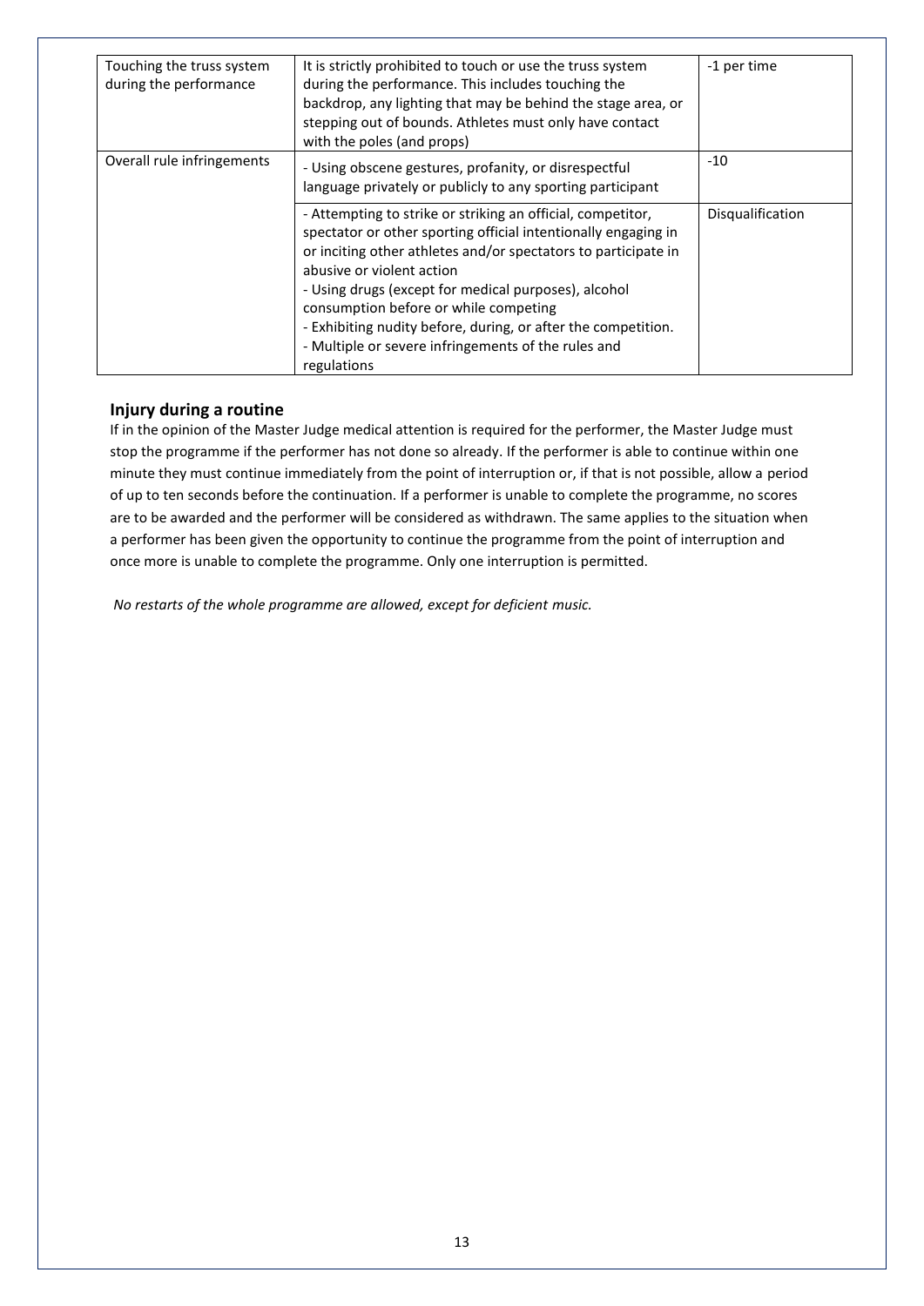| | | |
|---|---|---|
| Touching the truss system during the performance | It is strictly prohibited to touch or use the truss system during the performance. This includes touching the backdrop, any lighting that may be behind the stage area, or stepping out of bounds. Athletes must only have contact with the poles (and props) | -1 per time |
| Overall rule infringements | - Using obscene gestures, profanity, or disrespectful language privately or publicly to any sporting participant | -10 |
| | - Attempting to strike or striking an official, competitor, spectator or other sporting official intentionally engaging in or inciting other athletes and/or spectators to participate in abusive or violent action<br>- Using drugs (except for medical purposes), alcohol consumption before or while competing<br>- Exhibiting nudity before, during, or after the competition.<br>- Multiple or severe infringements of the rules and regulations | Disqualification |

## Injury during a routine

If in the opinion of the Master Judge medical attention is required for the performer, the Master Judge must stop the programme if the performer has not done so already. If the performer is able to continue within one minute they must continue immediately from the point of interruption or, if that is not possible, allow a period of up to ten seconds before the continuation. If a performer is unable to complete the programme, no scores are to be awarded and the performer will be considered as withdrawn. The same applies to the situation when a performer has been given the opportunity to continue the programme from the point of interruption and once more is unable to complete the programme. Only one interruption is permitted.

*No restarts of the whole programme are allowed, except for deficient music.*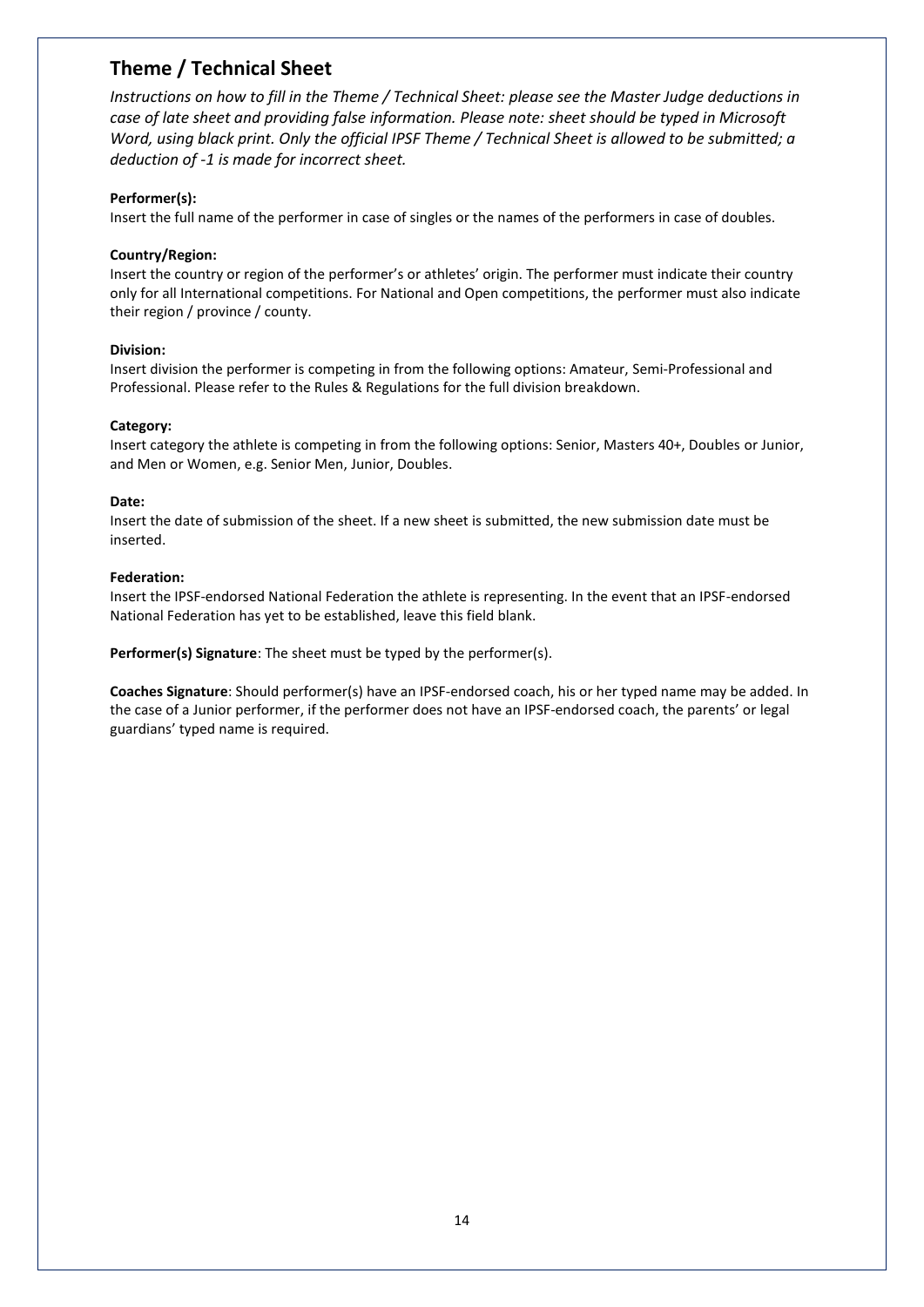## Theme / Technical Sheet

*Instructions on how to fill in the Theme / Technical Sheet: please see the Master Judge deductions in case of late sheet and providing false information. Please note: sheet should be typed in Microsoft Word, using black print. Only the official IPSF Theme / Technical Sheet is allowed to be submitted; a deduction of -1 is made for incorrect sheet.*

**Performer(s):**
Insert the full name of the performer in case of singles or the names of the performers in case of doubles.

**Country/Region:**
Insert the country or region of the performer's or athletes' origin. The performer must indicate their country only for all International competitions. For National and Open competitions, the performer must also indicate their region / province / county.

**Division:**
Insert division the performer is competing in from the following options: Amateur, Semi-Professional and Professional. Please refer to the Rules & Regulations for the full division breakdown.

**Category:**
Insert category the athlete is competing in from the following options: Senior, Masters 40+, Doubles or Junior, and Men or Women, e.g. Senior Men, Junior, Doubles.

**Date:**
Insert the date of submission of the sheet. If a new sheet is submitted, the new submission date must be inserted.

**Federation:**
Insert the IPSF-endorsed National Federation the athlete is representing. In the event that an IPSF-endorsed National Federation has yet to be established, leave this field blank.

**Performer(s) Signature**: The sheet must be typed by the performer(s).

**Coaches Signature**: Should performer(s) have an IPSF-endorsed coach, his or her typed name may be added. In the case of a Junior performer, if the performer does not have an IPSF-endorsed coach, the parents' or legal guardians' typed name is required.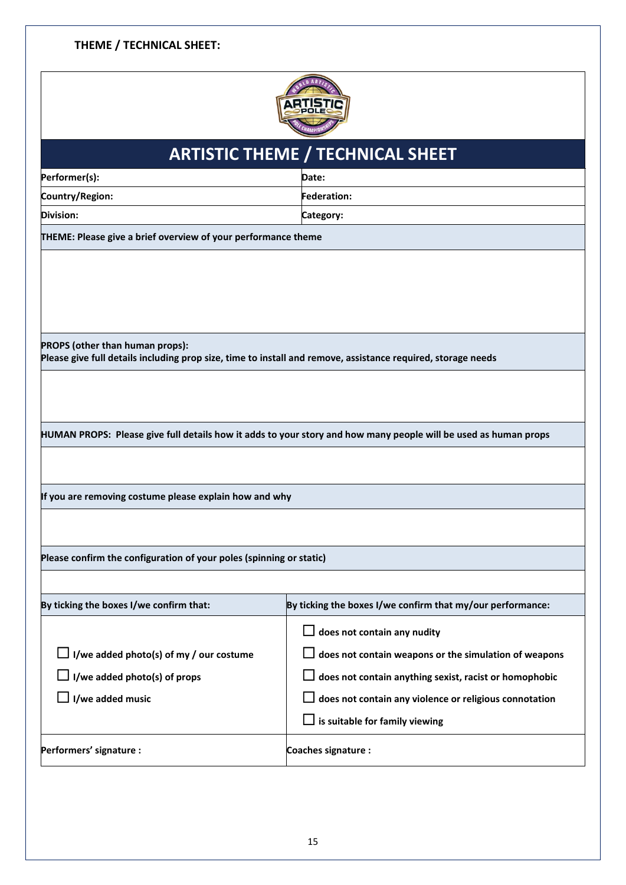**THEME / TECHNICAL SHEET:**

# ARTISTIC THEME / TECHNICAL SHEET

| Performer(s): | Date: |
|---|---|
| Country/Region: | Federation: |
| Division: | Category: |

**THEME: Please give a brief overview of your performance theme**

**PROPS (other than human props):**
**Please give full details including prop size, time to install and remove, assistance required, storage needs**

**HUMAN PROPS: Please give full details how it adds to your story and how many people will be used as human props**

**If you are removing costume please explain how and why**

**Please confirm the configuration of your poles (spinning or static)**

| By ticking the boxes I/we confirm that: | By ticking the boxes I/we confirm that my/our performance: |
|---|---|
| ☐ I/we added photo(s) of my / our costume<br>☐ I/we added photo(s) of props<br>☐ I/we added music | ☐ does not contain any nudity<br>☐ does not contain weapons or the simulation of weapons<br>☐ does not contain anything sexist, racist or homophobic<br>☐ does not contain any violence or religious connotation<br>☐ is suitable for family viewing |
| Performers' signature : | Coaches signature : |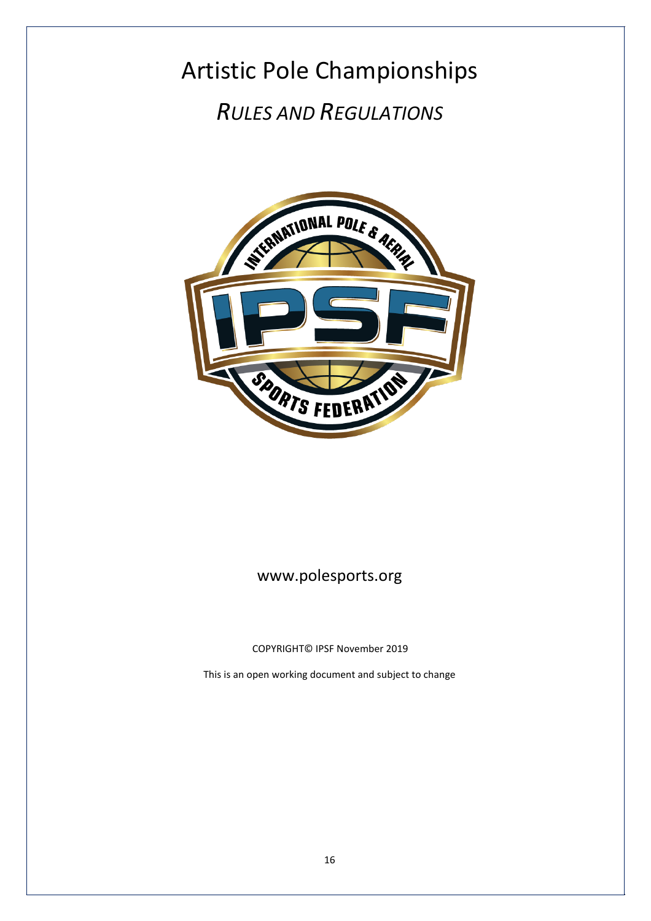# Artistic Pole Championships

## *RULES AND REGULATIONS*

www.polesports.org

COPYRIGHT© IPSF November 2019

This is an open working document and subject to change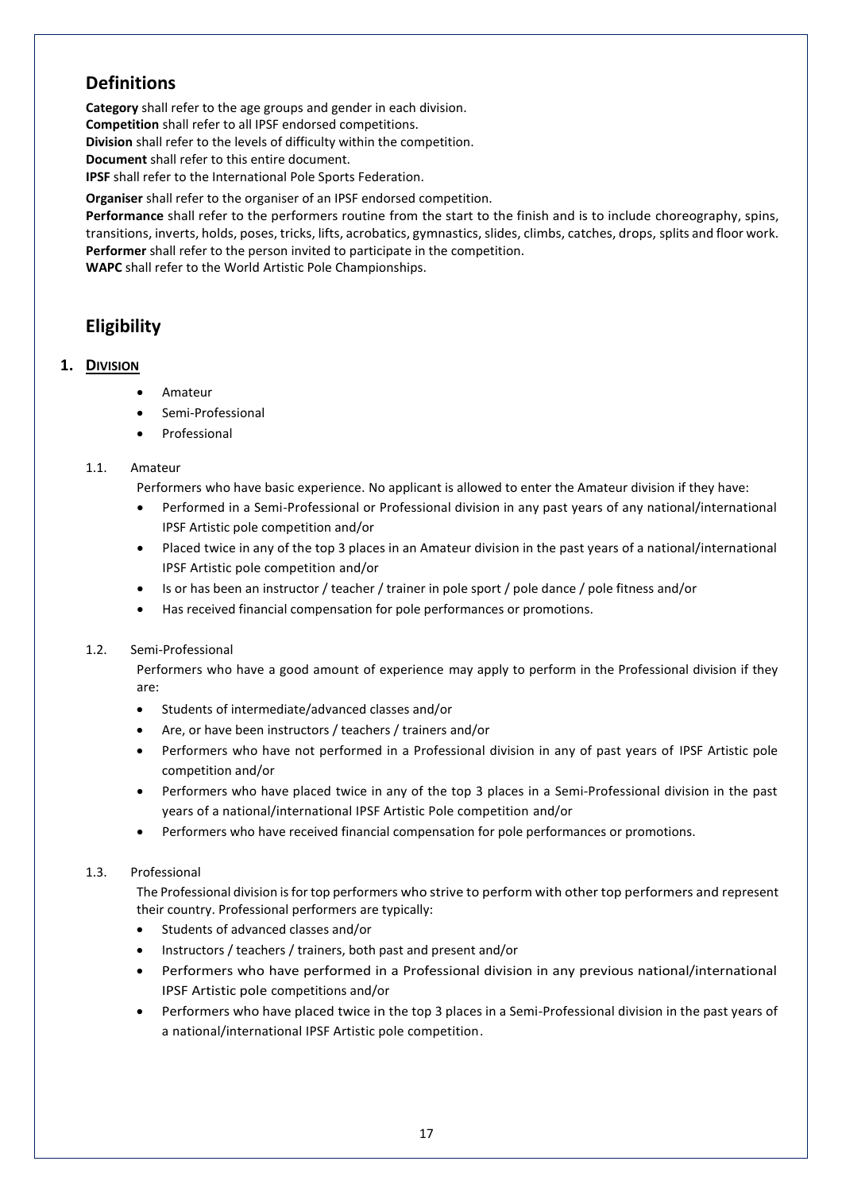## Definitions

**Category** shall refer to the age groups and gender in each division.
**Competition** shall refer to all IPSF endorsed competitions.
**Division** shall refer to the levels of difficulty within the competition.
**Document** shall refer to this entire document.
**IPSF** shall refer to the International Pole Sports Federation.

**Organiser** shall refer to the organiser of an IPSF endorsed competition.
**Performance** shall refer to the performers routine from the start to the finish and is to include choreography, spins, transitions, inverts, holds, poses, tricks, lifts, acrobatics, gymnastics, slides, climbs, catches, drops, splits and floor work.
**Performer** shall refer to the person invited to participate in the competition.
**WAPC** shall refer to the World Artistic Pole Championships.

## Eligibility

### 1. Division

- Amateur
- Semi-Professional
- Professional

1.1. Amateur

Performers who have basic experience. No applicant is allowed to enter the Amateur division if they have:

- Performed in a Semi-Professional or Professional division in any past years of any national/international IPSF Artistic pole competition and/or
- Placed twice in any of the top 3 places in an Amateur division in the past years of a national/international IPSF Artistic pole competition and/or
- Is or has been an instructor / teacher / trainer in pole sport / pole dance / pole fitness and/or
- Has received financial compensation for pole performances or promotions.

1.2. Semi-Professional

Performers who have a good amount of experience may apply to perform in the Professional division if they are:

- Students of intermediate/advanced classes and/or
- Are, or have been instructors / teachers / trainers and/or
- Performers who have not performed in a Professional division in any of past years of IPSF Artistic pole competition and/or
- Performers who have placed twice in any of the top 3 places in a Semi-Professional division in the past years of a national/international IPSF Artistic Pole competition and/or
- Performers who have received financial compensation for pole performances or promotions.

1.3. Professional

The Professional division is for top performers who strive to perform with other top performers and represent their country. Professional performers are typically:

- Students of advanced classes and/or
- Instructors / teachers / trainers, both past and present and/or
- Performers who have performed in a Professional division in any previous national/international IPSF Artistic pole competitions and/or
- Performers who have placed twice in the top 3 places in a Semi-Professional division in the past years of a national/international IPSF Artistic pole competition.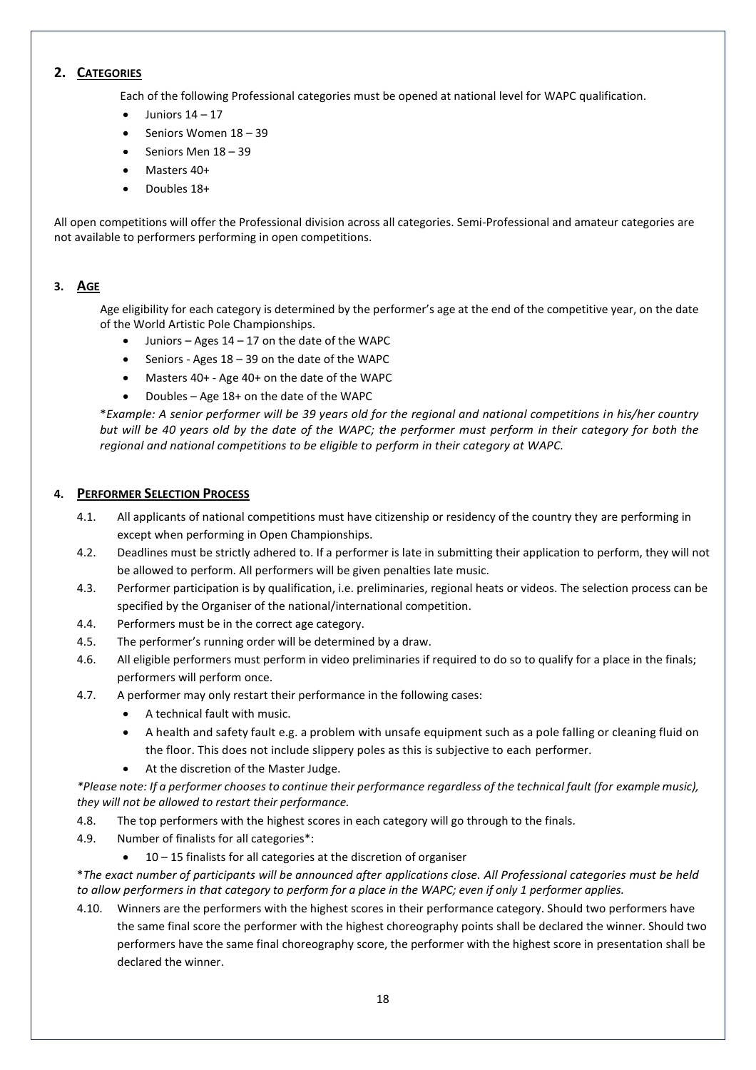## 2. CATEGORIES

Each of the following Professional categories must be opened at national level for WAPC qualification.

- Juniors 14 – 17
- Seniors Women 18 – 39
- Seniors Men 18 – 39
- Masters 40+
- Doubles 18+

All open competitions will offer the Professional division across all categories. Semi-Professional and amateur categories are not available to performers performing in open competitions.

## 3. AGE

Age eligibility for each category is determined by the performer's age at the end of the competitive year, on the date of the World Artistic Pole Championships.

- Juniors – Ages 14 – 17 on the date of the WAPC
- Seniors - Ages 18 – 39 on the date of the WAPC
- Masters 40+ - Age 40+ on the date of the WAPC
- Doubles – Age 18+ on the date of the WAPC

**Example: A senior performer will be 39 years old for the regional and national competitions in his/her country but will be 40 years old by the date of the WAPC; the performer must perform in their category for both the regional and national competitions to be eligible to perform in their category at WAPC.*

## 4. PERFORMER SELECTION PROCESS

4.1. All applicants of national competitions must have citizenship or residency of the country they are performing in except when performing in Open Championships.

4.2. Deadlines must be strictly adhered to. If a performer is late in submitting their application to perform, they will not be allowed to perform. All performers will be given penalties late music.

4.3. Performer participation is by qualification, i.e. preliminaries, regional heats or videos. The selection process can be specified by the Organiser of the national/international competition.

4.4. Performers must be in the correct age category.

4.5. The performer's running order will be determined by a draw.

4.6. All eligible performers must perform in video preliminaries if required to do so to qualify for a place in the finals; performers will perform once.

4.7. A performer may only restart their performance in the following cases:

- A technical fault with music.
- A health and safety fault e.g. a problem with unsafe equipment such as a pole falling or cleaning fluid on the floor. This does not include slippery poles as this is subjective to each performer.
- At the discretion of the Master Judge.

**Please note: If a performer chooses to continue their performance regardless of the technical fault (for example music), they will not be allowed to restart their performance.*

4.8. The top performers with the highest scores in each category will go through to the finals.

4.9. Number of finalists for all categories*:

- 10 – 15 finalists for all categories at the discretion of organiser

**The exact number of participants will be announced after applications close. All Professional categories must be held to allow performers in that category to perform for a place in the WAPC; even if only 1 performer applies.*

4.10. Winners are the performers with the highest scores in their performance category. Should two performers have the same final score the performer with the highest choreography points shall be declared the winner. Should two performers have the same final choreography score, the performer with the highest score in presentation shall be declared the winner.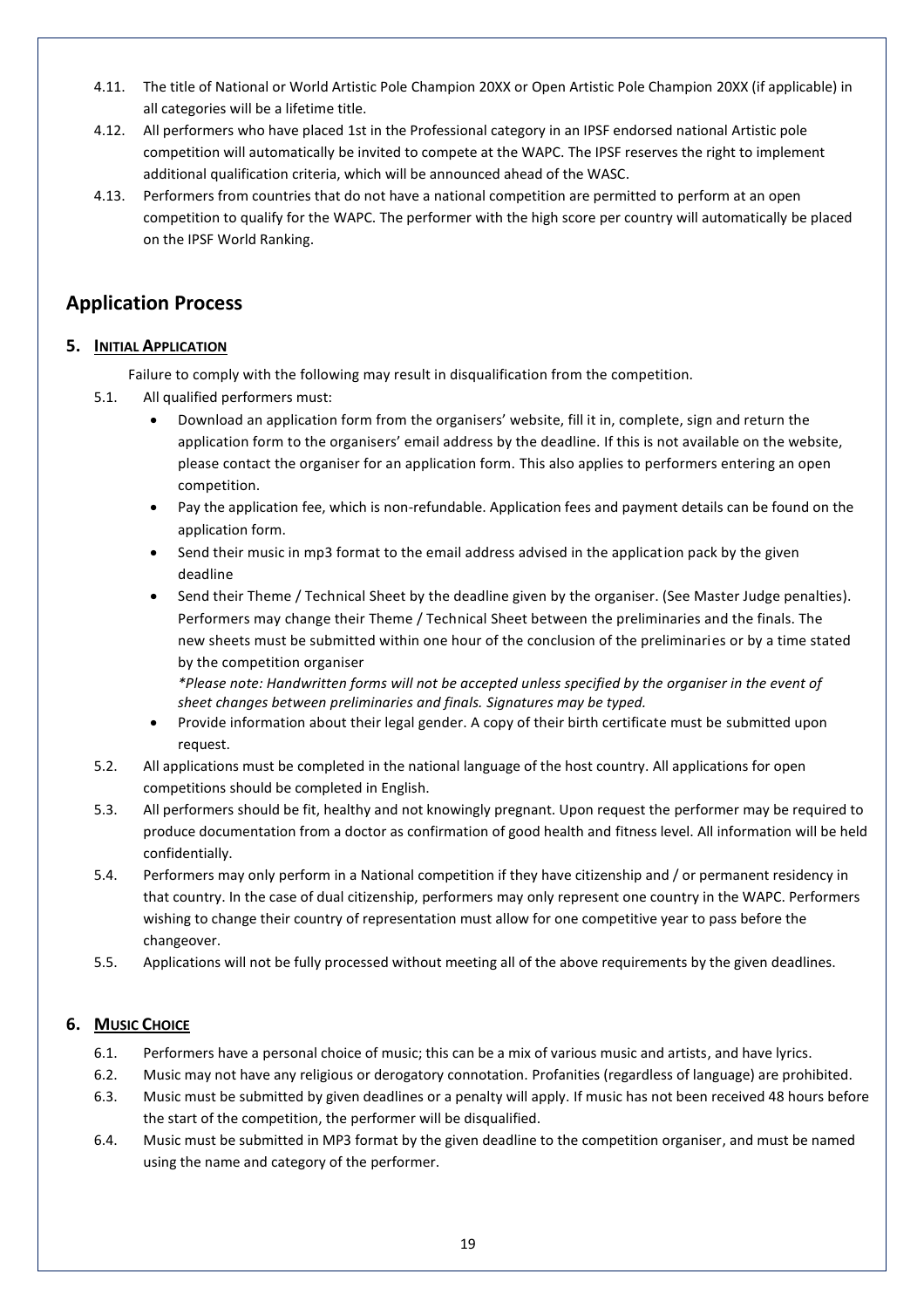4.11. The title of National or World Artistic Pole Champion 20XX or Open Artistic Pole Champion 20XX (if applicable) in all categories will be a lifetime title.

4.12. All performers who have placed 1st in the Professional category in an IPSF endorsed national Artistic pole competition will automatically be invited to compete at the WAPC. The IPSF reserves the right to implement additional qualification criteria, which will be announced ahead of the WASC.

4.13. Performers from countries that do not have a national competition are permitted to perform at an open competition to qualify for the WAPC. The performer with the high score per country will automatically be placed on the IPSF World Ranking.

## Application Process

### 5. INITIAL APPLICATION

Failure to comply with the following may result in disqualification from the competition.

5.1. All qualified performers must:

- Download an application form from the organisers' website, fill it in, complete, sign and return the application form to the organisers' email address by the deadline. If this is not available on the website, please contact the organiser for an application form. This also applies to performers entering an open competition.
- Pay the application fee, which is non-refundable. Application fees and payment details can be found on the application form.
- Send their music in mp3 format to the email address advised in the application pack by the given deadline
- Send their Theme / Technical Sheet by the deadline given by the organiser. (See Master Judge penalties). Performers may change their Theme / Technical Sheet between the preliminaries and the finals. The new sheets must be submitted within one hour of the conclusion of the preliminaries or by a time stated by the competition organiser

  *\*Please note: Handwritten forms will not be accepted unless specified by the organiser in the event of sheet changes between preliminaries and finals. Signatures may be typed.*
- Provide information about their legal gender. A copy of their birth certificate must be submitted upon request.

5.2. All applications must be completed in the national language of the host country. All applications for open competitions should be completed in English.

5.3. All performers should be fit, healthy and not knowingly pregnant. Upon request the performer may be required to produce documentation from a doctor as confirmation of good health and fitness level. All information will be held confidentially.

5.4. Performers may only perform in a National competition if they have citizenship and / or permanent residency in that country. In the case of dual citizenship, performers may only represent one country in the WAPC. Performers wishing to change their country of representation must allow for one competitive year to pass before the changeover.

5.5. Applications will not be fully processed without meeting all of the above requirements by the given deadlines.

### 6. MUSIC CHOICE

6.1. Performers have a personal choice of music; this can be a mix of various music and artists, and have lyrics.

6.2. Music may not have any religious or derogatory connotation. Profanities (regardless of language) are prohibited.

6.3. Music must be submitted by given deadlines or a penalty will apply. If music has not been received 48 hours before the start of the competition, the performer will be disqualified.

6.4. Music must be submitted in MP3 format by the given deadline to the competition organiser, and must be named using the name and category of the performer.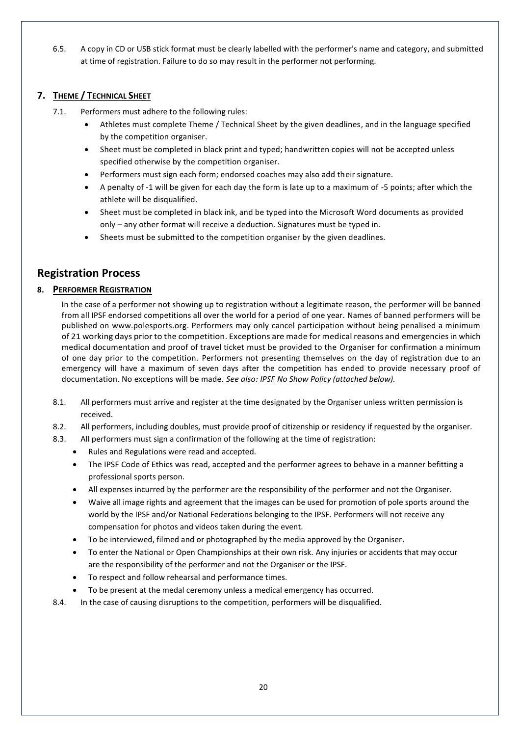6.5. A copy in CD or USB stick format must be clearly labelled with the performer's name and category, and submitted at time of registration. Failure to do so may result in the performer not performing.

## 7. Theme / Technical Sheet

7.1. Performers must adhere to the following rules:

- Athletes must complete Theme / Technical Sheet by the given deadlines, and in the language specified by the competition organiser.
- Sheet must be completed in black print and typed; handwritten copies will not be accepted unless specified otherwise by the competition organiser.
- Performers must sign each form; endorsed coaches may also add their signature.
- A penalty of -1 will be given for each day the form is late up to a maximum of -5 points; after which the athlete will be disqualified.
- Sheet must be completed in black ink, and be typed into the Microsoft Word documents as provided only – any other format will receive a deduction. Signatures must be typed in.
- Sheets must be submitted to the competition organiser by the given deadlines.

# Registration Process

## 8. Performer Registration

In the case of a performer not showing up to registration without a legitimate reason, the performer will be banned from all IPSF endorsed competitions all over the world for a period of one year. Names of banned performers will be published on www.polesports.org. Performers may only cancel participation without being penalised a minimum of 21 working days prior to the competition. Exceptions are made for medical reasons and emergencies in which medical documentation and proof of travel ticket must be provided to the Organiser for confirmation a minimum of one day prior to the competition. Performers not presenting themselves on the day of registration due to an emergency will have a maximum of seven days after the competition has ended to provide necessary proof of documentation. No exceptions will be made. *See also: IPSF No Show Policy (attached below).*

8.1. All performers must arrive and register at the time designated by the Organiser unless written permission is received.

8.2. All performers, including doubles, must provide proof of citizenship or residency if requested by the organiser.

8.3. All performers must sign a confirmation of the following at the time of registration:

- Rules and Regulations were read and accepted.
- The IPSF Code of Ethics was read, accepted and the performer agrees to behave in a manner befitting a professional sports person.
- All expenses incurred by the performer are the responsibility of the performer and not the Organiser.
- Waive all image rights and agreement that the images can be used for promotion of pole sports around the world by the IPSF and/or National Federations belonging to the IPSF. Performers will not receive any compensation for photos and videos taken during the event.
- To be interviewed, filmed and or photographed by the media approved by the Organiser.
- To enter the National or Open Championships at their own risk. Any injuries or accidents that may occur are the responsibility of the performer and not the Organiser or the IPSF.
- To respect and follow rehearsal and performance times.
- To be present at the medal ceremony unless a medical emergency has occurred.

8.4. In the case of causing disruptions to the competition, performers will be disqualified.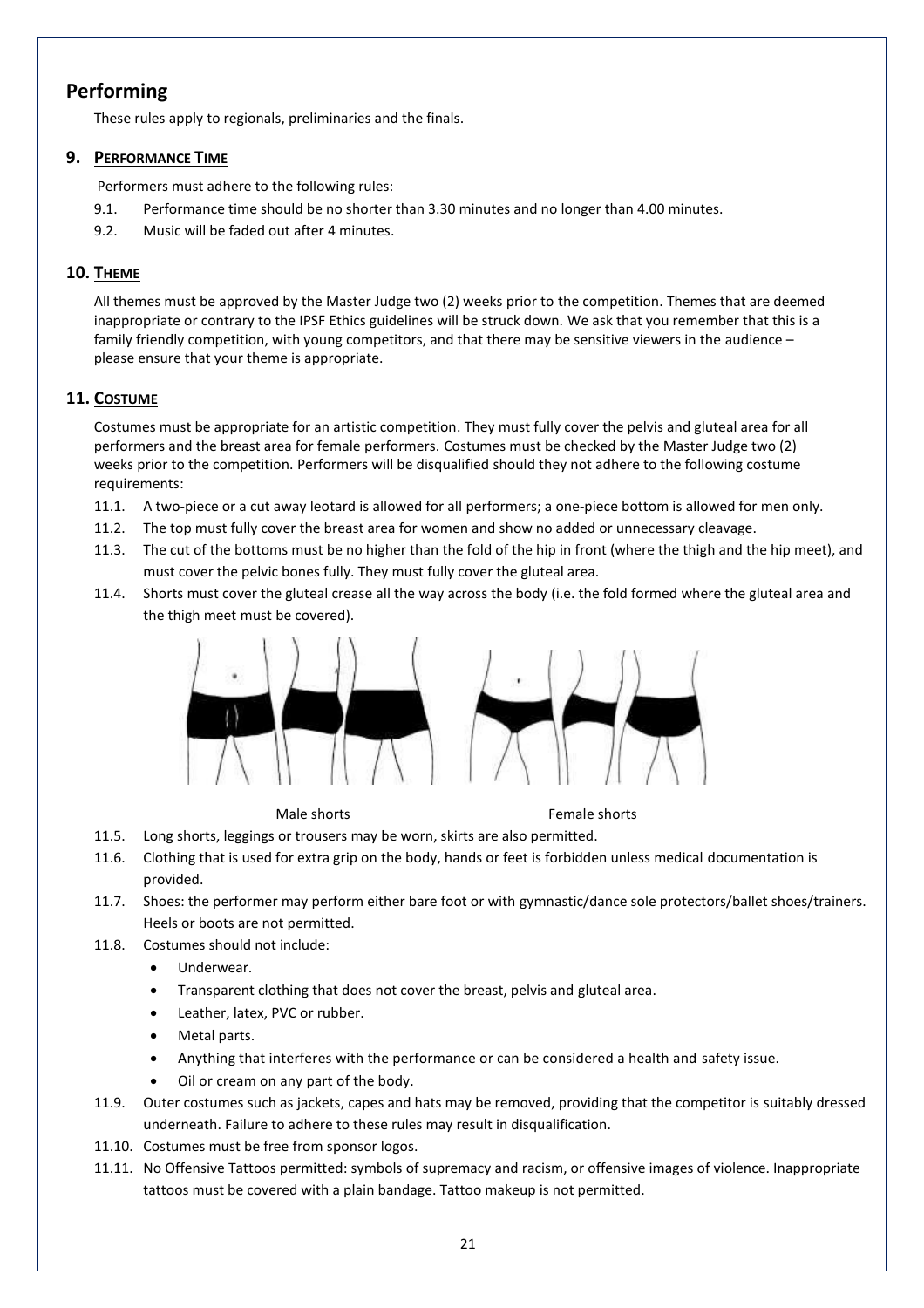## Performing

These rules apply to regionals, preliminaries and the finals.

### 9. Performance Time

Performers must adhere to the following rules:

9.1. Performance time should be no shorter than 3.30 minutes and no longer than 4.00 minutes.

9.2. Music will be faded out after 4 minutes.

### 10. Theme

All themes must be approved by the Master Judge two (2) weeks prior to the competition. Themes that are deemed inappropriate or contrary to the IPSF Ethics guidelines will be struck down. We ask that you remember that this is a family friendly competition, with young competitors, and that there may be sensitive viewers in the audience – please ensure that your theme is appropriate.

### 11. Costume

Costumes must be appropriate for an artistic competition. They must fully cover the pelvis and gluteal area for all performers and the breast area for female performers. Costumes must be checked by the Master Judge two (2) weeks prior to the competition. Performers will be disqualified should they not adhere to the following costume requirements:

11.1. A two-piece or a cut away leotard is allowed for all performers; a one-piece bottom is allowed for men only.

11.2. The top must fully cover the breast area for women and show no added or unnecessary cleavage.

11.3. The cut of the bottoms must be no higher than the fold of the hip in front (where the thigh and the hip meet), and must cover the pelvic bones fully. They must fully cover the gluteal area.

11.4. Shorts must cover the gluteal crease all the way across the body (i.e. the fold formed where the gluteal area and the thigh meet must be covered).

Male shorts    Female shorts

11.5. Long shorts, leggings or trousers may be worn, skirts are also permitted.

11.6. Clothing that is used for extra grip on the body, hands or feet is forbidden unless medical documentation is provided.

11.7. Shoes: the performer may perform either bare foot or with gymnastic/dance sole protectors/ballet shoes/trainers. Heels or boots are not permitted.

11.8. Costumes should not include:

- Underwear.
- Transparent clothing that does not cover the breast, pelvis and gluteal area.
- Leather, latex, PVC or rubber.
- Metal parts.
- Anything that interferes with the performance or can be considered a health and safety issue.
- Oil or cream on any part of the body.

11.9. Outer costumes such as jackets, capes and hats may be removed, providing that the competitor is suitably dressed underneath. Failure to adhere to these rules may result in disqualification.

11.10. Costumes must be free from sponsor logos.

11.11. No Offensive Tattoos permitted: symbols of supremacy and racism, or offensive images of violence. Inappropriate tattoos must be covered with a plain bandage. Tattoo makeup is not permitted.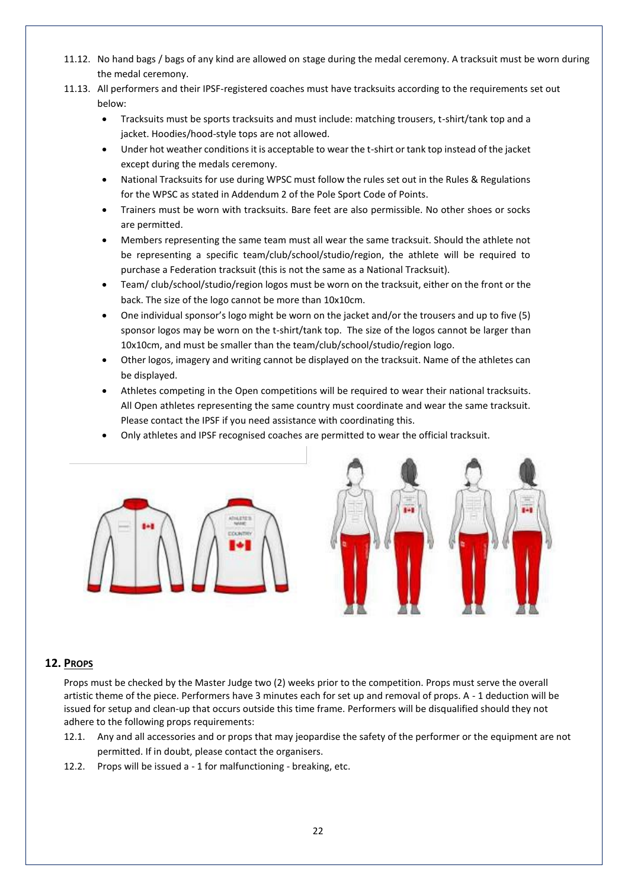11.12. No hand bags / bags of any kind are allowed on stage during the medal ceremony. A tracksuit must be worn during the medal ceremony.

11.13. All performers and their IPSF-registered coaches must have tracksuits according to the requirements set out below:

- Tracksuits must be sports tracksuits and must include: matching trousers, t-shirt/tank top and a jacket. Hoodies/hood-style tops are not allowed.
- Under hot weather conditions it is acceptable to wear the t-shirt or tank top instead of the jacket except during the medals ceremony.
- National Tracksuits for use during WPSC must follow the rules set out in the Rules & Regulations for the WPSC as stated in Addendum 2 of the Pole Sport Code of Points.
- Trainers must be worn with tracksuits. Bare feet are also permissible. No other shoes or socks are permitted.
- Members representing the same team must all wear the same tracksuit. Should the athlete not be representing a specific team/club/school/studio/region, the athlete will be required to purchase a Federation tracksuit (this is not the same as a National Tracksuit).
- Team/ club/school/studio/region logos must be worn on the tracksuit, either on the front or the back. The size of the logo cannot be more than 10x10cm.
- One individual sponsor's logo might be worn on the jacket and/or the trousers and up to five (5) sponsor logos may be worn on the t-shirt/tank top. The size of the logos cannot be larger than 10x10cm, and must be smaller than the team/club/school/studio/region logo.
- Other logos, imagery and writing cannot be displayed on the tracksuit. Name of the athletes can be displayed.
- Athletes competing in the Open competitions will be required to wear their national tracksuits. All Open athletes representing the same country must coordinate and wear the same tracksuit. Please contact the IPSF if you need assistance with coordinating this.
- Only athletes and IPSF recognised coaches are permitted to wear the official tracksuit.

## 12. PROPS

Props must be checked by the Master Judge two (2) weeks prior to the competition. Props must serve the overall artistic theme of the piece. Performers have 3 minutes each for set up and removal of props. A - 1 deduction will be issued for setup and clean-up that occurs outside this time frame. Performers will be disqualified should they not adhere to the following props requirements:

12.1. Any and all accessories and or props that may jeopardise the safety of the performer or the equipment are not permitted. If in doubt, please contact the organisers.

12.2. Props will be issued a - 1 for malfunctioning - breaking, etc.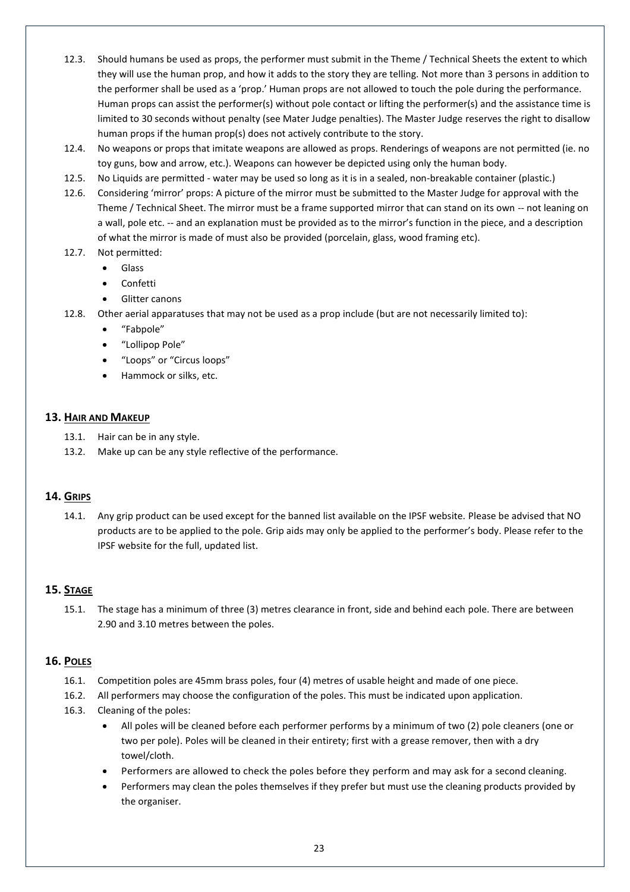12.3. Should humans be used as props, the performer must submit in the Theme / Technical Sheets the extent to which they will use the human prop, and how it adds to the story they are telling. Not more than 3 persons in addition to the performer shall be used as a 'prop.' Human props are not allowed to touch the pole during the performance. Human props can assist the performer(s) without pole contact or lifting the performer(s) and the assistance time is limited to 30 seconds without penalty (see Mater Judge penalties). The Master Judge reserves the right to disallow human props if the human prop(s) does not actively contribute to the story.

12.4. No weapons or props that imitate weapons are allowed as props. Renderings of weapons are not permitted (ie. no toy guns, bow and arrow, etc.). Weapons can however be depicted using only the human body.

12.5. No Liquids are permitted - water may be used so long as it is in a sealed, non-breakable container (plastic.)

12.6. Considering 'mirror' props: A picture of the mirror must be submitted to the Master Judge for approval with the Theme / Technical Sheet. The mirror must be a frame supported mirror that can stand on its own -- not leaning on a wall, pole etc. -- and an explanation must be provided as to the mirror's function in the piece, and a description of what the mirror is made of must also be provided (porcelain, glass, wood framing etc).

12.7. Not permitted:

- Glass
- Confetti
- Glitter canons

12.8. Other aerial apparatuses that may not be used as a prop include (but are not necessarily limited to):

- "Fabpole"
- "Lollipop Pole"
- "Loops" or "Circus loops"
- Hammock or silks, etc.

## 13. Hair and Makeup

13.1. Hair can be in any style.

13.2. Make up can be any style reflective of the performance.

## 14. Grips

14.1. Any grip product can be used except for the banned list available on the IPSF website. Please be advised that NO products are to be applied to the pole. Grip aids may only be applied to the performer's body. Please refer to the IPSF website for the full, updated list.

## 15. Stage

15.1. The stage has a minimum of three (3) metres clearance in front, side and behind each pole. There are between 2.90 and 3.10 metres between the poles.

## 16. Poles

16.1. Competition poles are 45mm brass poles, four (4) metres of usable height and made of one piece.

16.2. All performers may choose the configuration of the poles. This must be indicated upon application.

16.3. Cleaning of the poles:

- All poles will be cleaned before each performer performs by a minimum of two (2) pole cleaners (one or two per pole). Poles will be cleaned in their entirety; first with a grease remover, then with a dry towel/cloth.
- Performers are allowed to check the poles before they perform and may ask for a second cleaning.
- Performers may clean the poles themselves if they prefer but must use the cleaning products provided by the organiser.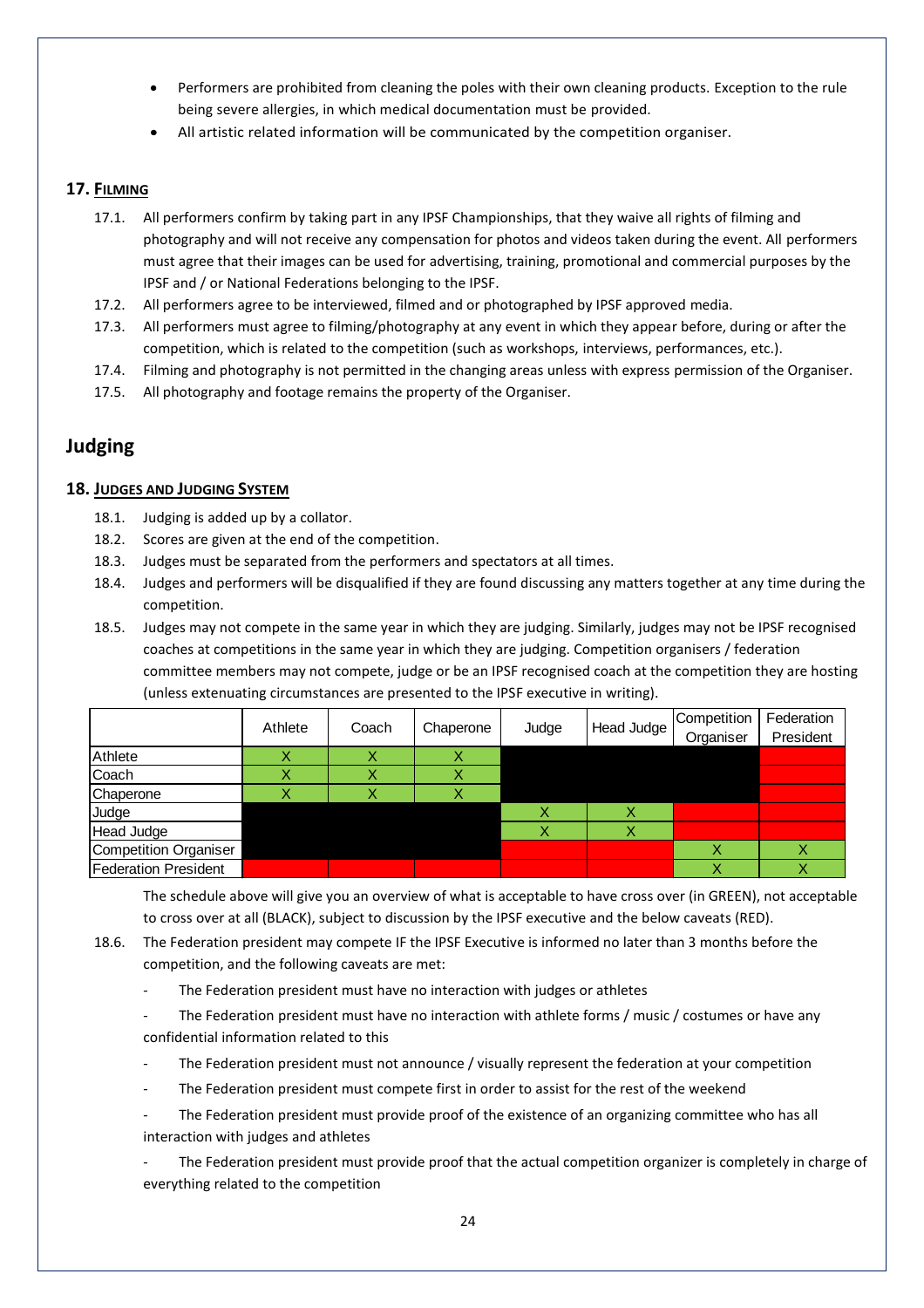- Performers are prohibited from cleaning the poles with their own cleaning products. Exception to the rule being severe allergies, in which medical documentation must be provided.
- All artistic related information will be communicated by the competition organiser.

### 17. FILMING

17.1. All performers confirm by taking part in any IPSF Championships, that they waive all rights of filming and photography and will not receive any compensation for photos and videos taken during the event. All performers must agree that their images can be used for advertising, training, promotional and commercial purposes by the IPSF and / or National Federations belonging to the IPSF.

17.2. All performers agree to be interviewed, filmed and or photographed by IPSF approved media.

17.3. All performers must agree to filming/photography at any event in which they appear before, during or after the competition, which is related to the competition (such as workshops, interviews, performances, etc.).

17.4. Filming and photography is not permitted in the changing areas unless with express permission of the Organiser.

17.5. All photography and footage remains the property of the Organiser.

## Judging

### 18. JUDGES AND JUDGING SYSTEM

18.1. Judging is added up by a collator.

18.2. Scores are given at the end of the competition.

18.3. Judges must be separated from the performers and spectators at all times.

18.4. Judges and performers will be disqualified if they are found discussing any matters together at any time during the competition.

18.5. Judges may not compete in the same year in which they are judging. Similarly, judges may not be IPSF recognised coaches at competitions in the same year in which they are judging. Competition organisers / federation committee members may not compete, judge or be an IPSF recognised coach at the competition they are hosting (unless extenuating circumstances are presented to the IPSF executive in writing).

| | Athlete | Coach | Chaperone | Judge | Head Judge | Competition Organiser | Federation President |
|---|---|---|---|---|---|---|---|
| Athlete | X (GREEN) | X (GREEN) | X (GREEN) | (BLACK) | (BLACK) | (BLACK) | (RED) |
| Coach | X (GREEN) | X (GREEN) | X (GREEN) | (BLACK) | (BLACK) | (BLACK) | (RED) |
| Chaperone | X (GREEN) | X (GREEN) | X (GREEN) | (BLACK) | (BLACK) | (BLACK) | (RED) |
| Judge | (BLACK) | (BLACK) | (BLACK) | X (GREEN) | X (GREEN) | (RED) | (RED) |
| Head Judge | (BLACK) | (BLACK) | (BLACK) | X (GREEN) | X (GREEN) | (RED) | (RED) |
| Competition Organiser | (BLACK) | (BLACK) | (BLACK) | (RED) | (RED) | X (GREEN) | X (GREEN) |
| Federation President | (RED) | (RED) | (RED) | (RED) | (RED) | X (GREEN) | X (GREEN) |

The schedule above will give you an overview of what is acceptable to have cross over (in GREEN), not acceptable to cross over at all (BLACK), subject to discussion by the IPSF executive and the below caveats (RED).

18.6. The Federation president may compete IF the IPSF Executive is informed no later than 3 months before the competition, and the following caveats are met:

- The Federation president must have no interaction with judges or athletes
- The Federation president must have no interaction with athlete forms / music / costumes or have any confidential information related to this
- The Federation president must not announce / visually represent the federation at your competition
- The Federation president must compete first in order to assist for the rest of the weekend
- The Federation president must provide proof of the existence of an organizing committee who has all interaction with judges and athletes
- The Federation president must provide proof that the actual competition organizer is completely in charge of everything related to the competition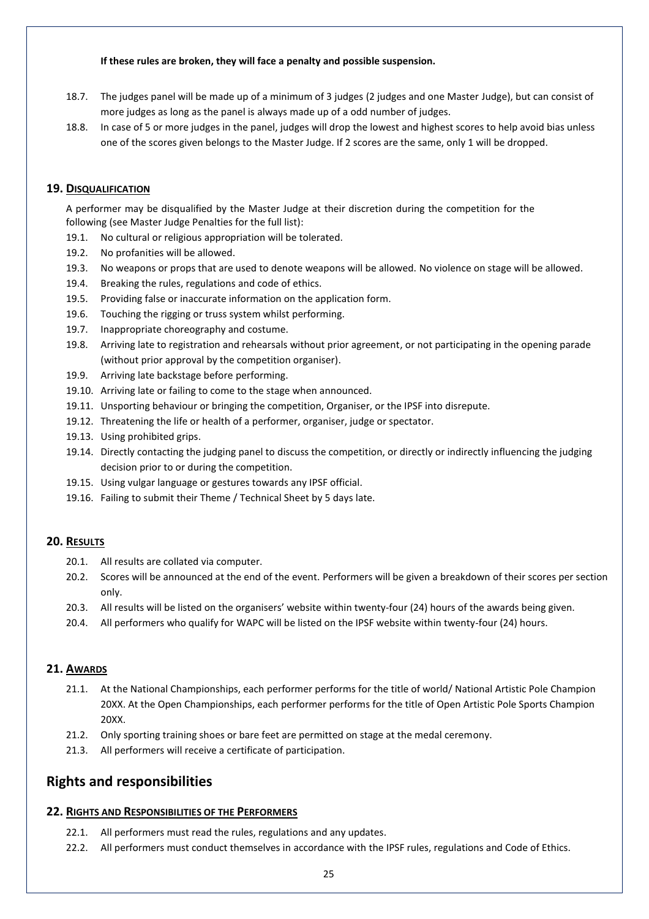**If these rules are broken, they will face a penalty and possible suspension.**

18.7. The judges panel will be made up of a minimum of 3 judges (2 judges and one Master Judge), but can consist of more judges as long as the panel is always made up of a odd number of judges.

18.8. In case of 5 or more judges in the panel, judges will drop the lowest and highest scores to help avoid bias unless one of the scores given belongs to the Master Judge. If 2 scores are the same, only 1 will be dropped.

### 19. Disqualification

A performer may be disqualified by the Master Judge at their discretion during the competition for the following (see Master Judge Penalties for the full list):

19.1. No cultural or religious appropriation will be tolerated.

19.2. No profanities will be allowed.

19.3. No weapons or props that are used to denote weapons will be allowed. No violence on stage will be allowed.

19.4. Breaking the rules, regulations and code of ethics.

19.5. Providing false or inaccurate information on the application form.

19.6. Touching the rigging or truss system whilst performing.

19.7. Inappropriate choreography and costume.

19.8. Arriving late to registration and rehearsals without prior agreement, or not participating in the opening parade (without prior approval by the competition organiser).

19.9. Arriving late backstage before performing.

19.10. Arriving late or failing to come to the stage when announced.

19.11. Unsporting behaviour or bringing the competition, Organiser, or the IPSF into disrepute.

19.12. Threatening the life or health of a performer, organiser, judge or spectator.

19.13. Using prohibited grips.

19.14. Directly contacting the judging panel to discuss the competition, or directly or indirectly influencing the judging decision prior to or during the competition.

19.15. Using vulgar language or gestures towards any IPSF official.

19.16. Failing to submit their Theme / Technical Sheet by 5 days late.

### 20. Results

20.1. All results are collated via computer.

20.2. Scores will be announced at the end of the event. Performers will be given a breakdown of their scores per section only.

20.3. All results will be listed on the organisers' website within twenty-four (24) hours of the awards being given.

20.4. All performers who qualify for WAPC will be listed on the IPSF website within twenty-four (24) hours.

### 21. Awards

21.1. At the National Championships, each performer performs for the title of world/ National Artistic Pole Champion 20XX. At the Open Championships, each performer performs for the title of Open Artistic Pole Sports Champion 20XX.

21.2. Only sporting training shoes or bare feet are permitted on stage at the medal ceremony.

21.3. All performers will receive a certificate of participation.

## Rights and responsibilities

### 22. Rights and Responsibilities of the Performers

22.1. All performers must read the rules, regulations and any updates.

22.2. All performers must conduct themselves in accordance with the IPSF rules, regulations and Code of Ethics.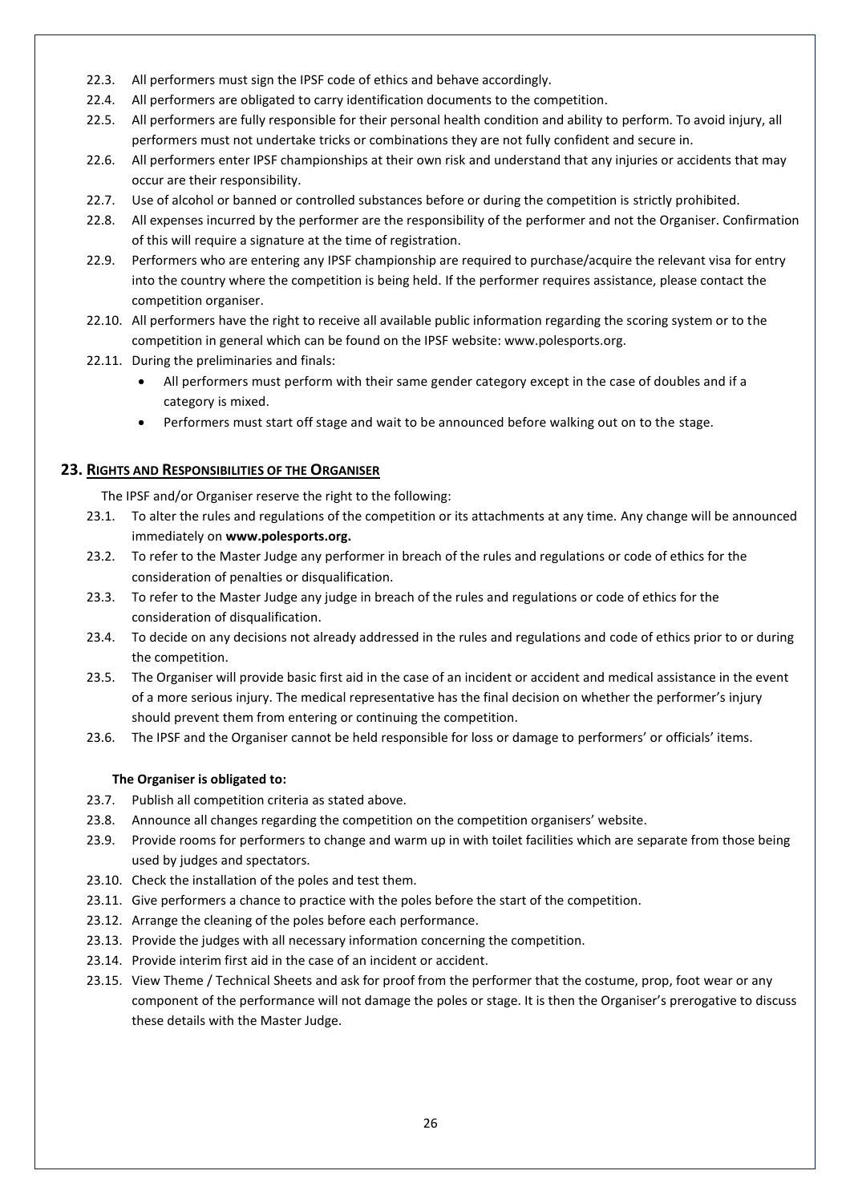22.3. All performers must sign the IPSF code of ethics and behave accordingly.

22.4. All performers are obligated to carry identification documents to the competition.

22.5. All performers are fully responsible for their personal health condition and ability to perform. To avoid injury, all performers must not undertake tricks or combinations they are not fully confident and secure in.

22.6. All performers enter IPSF championships at their own risk and understand that any injuries or accidents that may occur are their responsibility.

22.7. Use of alcohol or banned or controlled substances before or during the competition is strictly prohibited.

22.8. All expenses incurred by the performer are the responsibility of the performer and not the Organiser. Confirmation of this will require a signature at the time of registration.

22.9. Performers who are entering any IPSF championship are required to purchase/acquire the relevant visa for entry into the country where the competition is being held. If the performer requires assistance, please contact the competition organiser.

22.10. All performers have the right to receive all available public information regarding the scoring system or to the competition in general which can be found on the IPSF website: www.polesports.org.

22.11. During the preliminaries and finals:

- All performers must perform with their same gender category except in the case of doubles and if a category is mixed.
- Performers must start off stage and wait to be announced before walking out on to the stage.

## 23. Rights and Responsibilities of the Organiser

The IPSF and/or Organiser reserve the right to the following:

23.1. To alter the rules and regulations of the competition or its attachments at any time. Any change will be announced immediately on **www.polesports.org.**

23.2. To refer to the Master Judge any performer in breach of the rules and regulations or code of ethics for the consideration of penalties or disqualification.

23.3. To refer to the Master Judge any judge in breach of the rules and regulations or code of ethics for the consideration of disqualification.

23.4. To decide on any decisions not already addressed in the rules and regulations and code of ethics prior to or during the competition.

23.5. The Organiser will provide basic first aid in the case of an incident or accident and medical assistance in the event of a more serious injury. The medical representative has the final decision on whether the performer's injury should prevent them from entering or continuing the competition.

23.6. The IPSF and the Organiser cannot be held responsible for loss or damage to performers' or officials' items.

**The Organiser is obligated to:**

23.7. Publish all competition criteria as stated above.

23.8. Announce all changes regarding the competition on the competition organisers' website.

23.9. Provide rooms for performers to change and warm up in with toilet facilities which are separate from those being used by judges and spectators.

23.10. Check the installation of the poles and test them.

23.11. Give performers a chance to practice with the poles before the start of the competition.

23.12. Arrange the cleaning of the poles before each performance.

23.13. Provide the judges with all necessary information concerning the competition.

23.14. Provide interim first aid in the case of an incident or accident.

23.15. View Theme / Technical Sheets and ask for proof from the performer that the costume, prop, foot wear or any component of the performance will not damage the poles or stage. It is then the Organiser's prerogative to discuss these details with the Master Judge.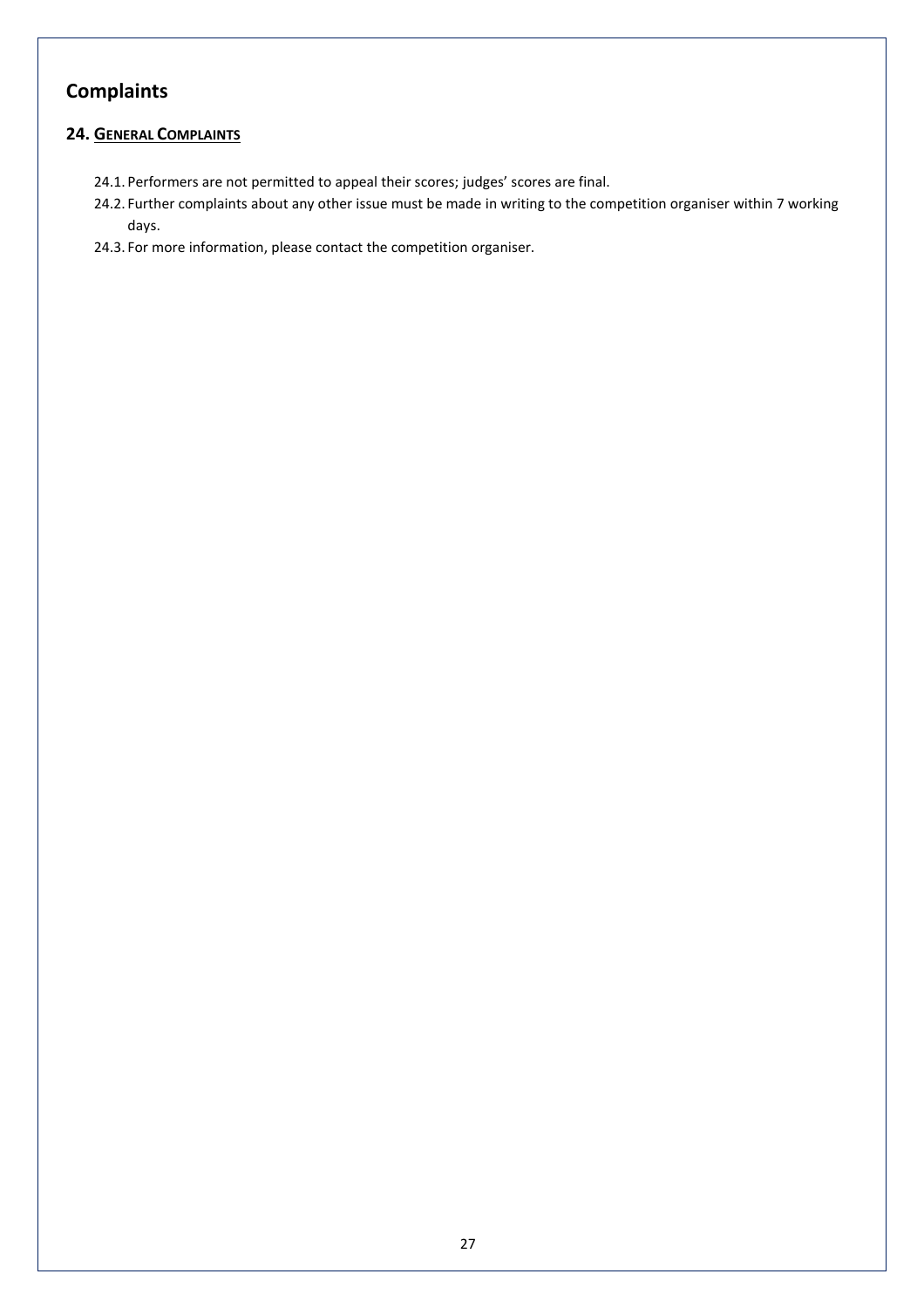# Complaints

## 24. General Complaints

24.1. Performers are not permitted to appeal their scores; judges' scores are final.

24.2. Further complaints about any other issue must be made in writing to the competition organiser within 7 working days.

24.3. For more information, please contact the competition organiser.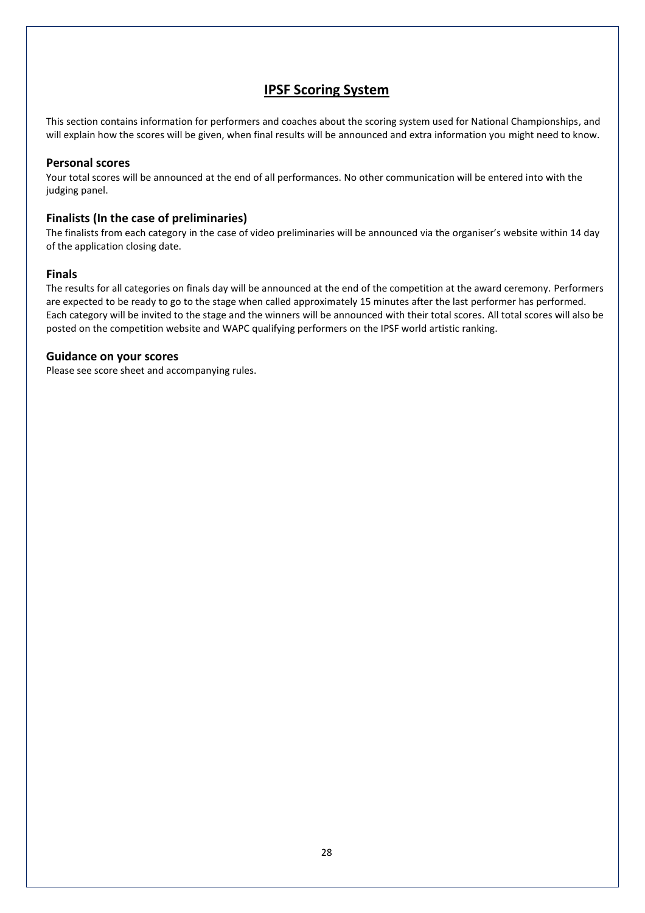# IPSF Scoring System

This section contains information for performers and coaches about the scoring system used for National Championships, and will explain how the scores will be given, when final results will be announced and extra information you might need to know.

## Personal scores

Your total scores will be announced at the end of all performances. No other communication will be entered into with the judging panel.

## Finalists (In the case of preliminaries)

The finalists from each category in the case of video preliminaries will be announced via the organiser's website within 14 day of the application closing date.

## Finals

The results for all categories on finals day will be announced at the end of the competition at the award ceremony. Performers are expected to be ready to go to the stage when called approximately 15 minutes after the last performer has performed. Each category will be invited to the stage and the winners will be announced with their total scores. All total scores will also be posted on the competition website and WAPC qualifying performers on the IPSF world artistic ranking.

## Guidance on your scores

Please see score sheet and accompanying rules.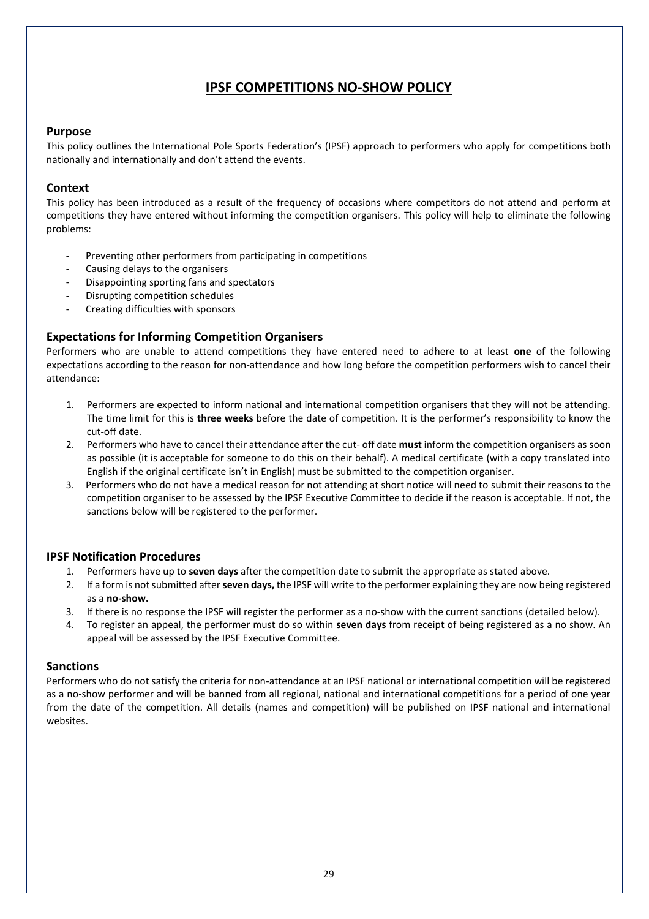# IPSF COMPETITIONS NO-SHOW POLICY

## Purpose

This policy outlines the International Pole Sports Federation's (IPSF) approach to performers who apply for competitions both nationally and internationally and don't attend the events.

## Context

This policy has been introduced as a result of the frequency of occasions where competitors do not attend and perform at competitions they have entered without informing the competition organisers. This policy will help to eliminate the following problems:

- Preventing other performers from participating in competitions
- Causing delays to the organisers
- Disappointing sporting fans and spectators
- Disrupting competition schedules
- Creating difficulties with sponsors

## Expectations for Informing Competition Organisers

Performers who are unable to attend competitions they have entered need to adhere to at least **one** of the following expectations according to the reason for non-attendance and how long before the competition performers wish to cancel their attendance:

1. Performers are expected to inform national and international competition organisers that they will not be attending. The time limit for this is **three weeks** before the date of competition. It is the performer's responsibility to know the cut-off date.
2. Performers who have to cancel their attendance after the cut- off date **must** inform the competition organisers as soon as possible (it is acceptable for someone to do this on their behalf). A medical certificate (with a copy translated into English if the original certificate isn't in English) must be submitted to the competition organiser.
3. Performers who do not have a medical reason for not attending at short notice will need to submit their reasons to the competition organiser to be assessed by the IPSF Executive Committee to decide if the reason is acceptable. If not, the sanctions below will be registered to the performer.

## IPSF Notification Procedures

1. Performers have up to **seven days** after the competition date to submit the appropriate as stated above.
2. If a form is not submitted after **seven days,** the IPSF will write to the performer explaining they are now being registered as a **no-show.**
3. If there is no response the IPSF will register the performer as a no-show with the current sanctions (detailed below).
4. To register an appeal, the performer must do so within **seven days** from receipt of being registered as a no show. An appeal will be assessed by the IPSF Executive Committee.

## Sanctions

Performers who do not satisfy the criteria for non-attendance at an IPSF national or international competition will be registered as a no-show performer and will be banned from all regional, national and international competitions for a period of one year from the date of the competition. All details (names and competition) will be published on IPSF national and international websites.